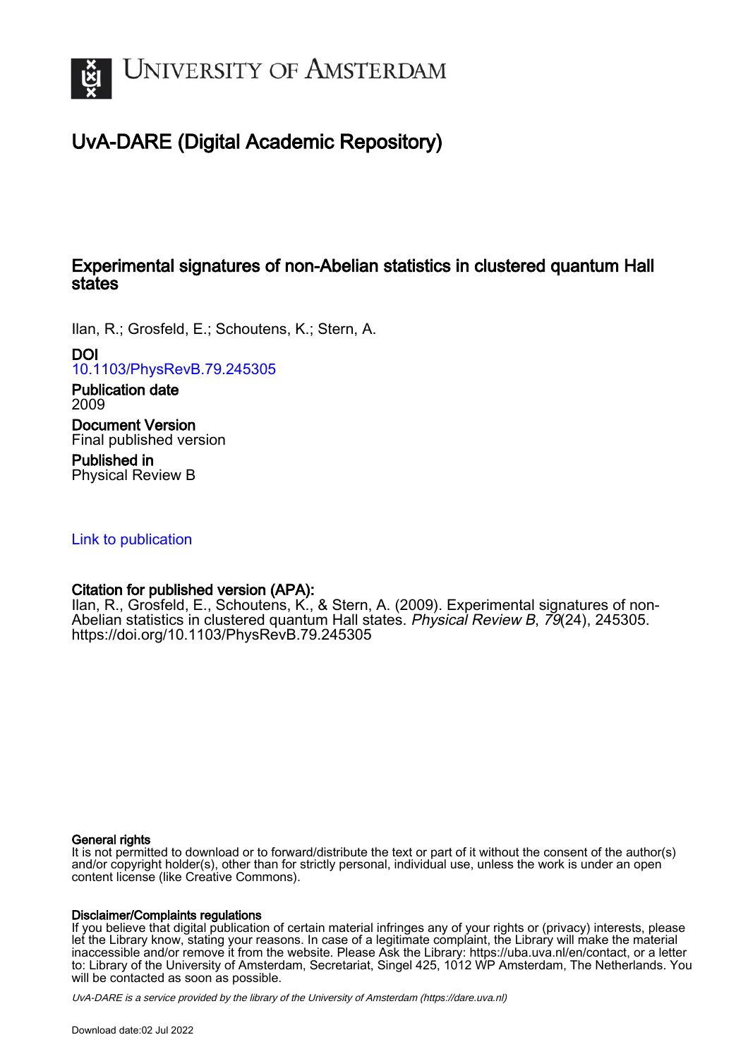# University of Amsterdam

## UvA-DARE (Digital Academic Repository)

### Experimental signatures of non-Abelian statistics in clustered quantum Hall states

Ilan, R.; Grosfeld, E.; Schoutens, K.; Stern, A.

**DOI**
10.1103/PhysRevB.79.245305

**Publication date**
2009

**Document Version**
Final published version

**Published in**
Physical Review B

Link to publication

**Citation for published version (APA):**
Ilan, R., Grosfeld, E., Schoutens, K., & Stern, A. (2009). Experimental signatures of non-Abelian statistics in clustered quantum Hall states. *Physical Review B*, *79*(24), 245305. https://doi.org/10.1103/PhysRevB.79.245305

**General rights**
It is not permitted to download or to forward/distribute the text or part of it without the consent of the author(s) and/or copyright holder(s), other than for strictly personal, individual use, unless the work is under an open content license (like Creative Commons).

**Disclaimer/Complaints regulations**
If you believe that digital publication of certain material infringes any of your rights or (privacy) interests, please let the Library know, stating your reasons. In case of a legitimate complaint, the Library will make the material inaccessible and/or remove it from the website. Please Ask the Library: https://uba.uva.nl/en/contact, or a letter to: Library of the University of Amsterdam, Secretariat, Singel 425, 1012 WP Amsterdam, The Netherlands. You will be contacted as soon as possible.

*UvA-DARE is a service provided by the library of the University of Amsterdam (https://dare.uva.nl)*

Download date:02 Jul 2022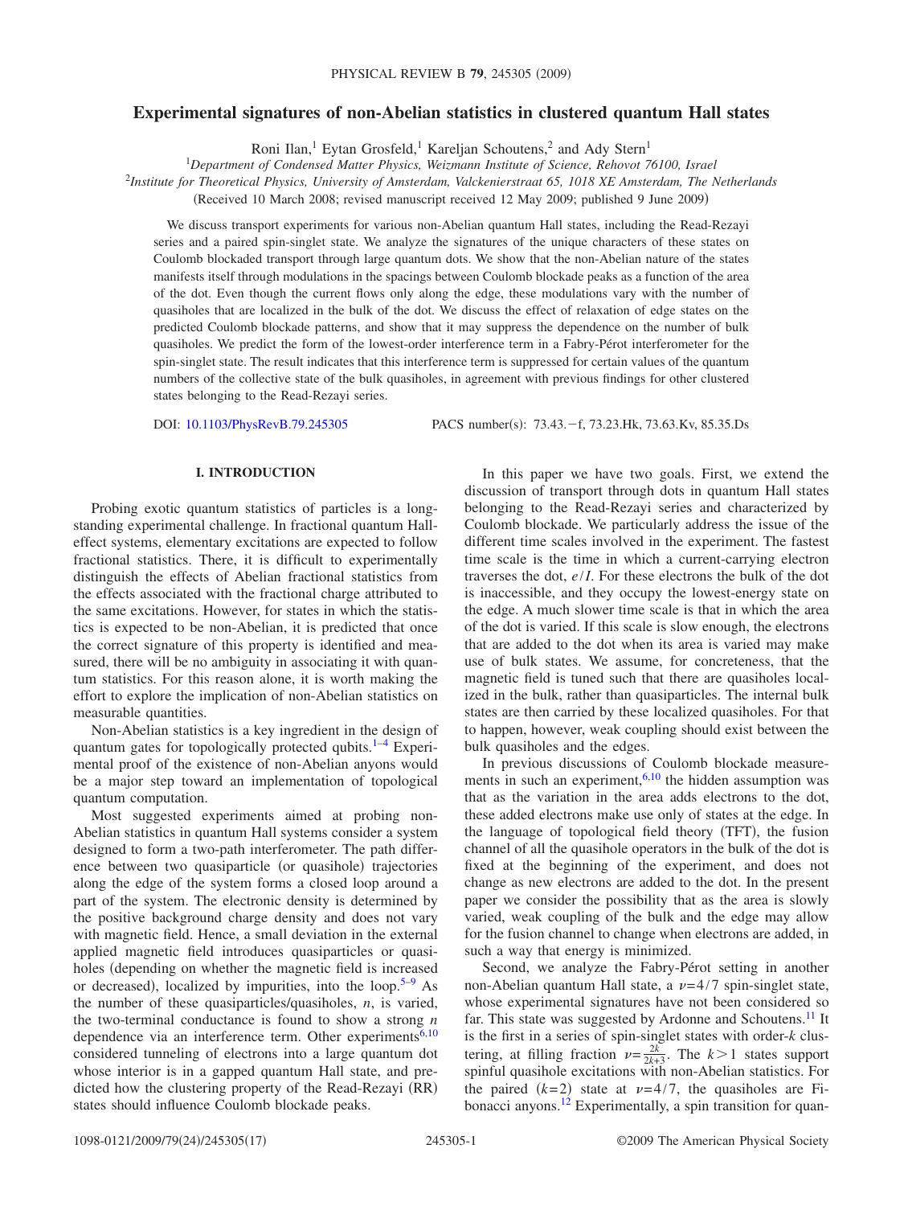# Experimental signatures of non-Abelian statistics in clustered quantum Hall states

Roni Ilan,[1] Eytan Grosfeld,[1] Kareljan Schoutens,[2] and Ady Stern[1]

[1]*Department of Condensed Matter Physics, Weizmann Institute of Science, Rehovot 76100, Israel*

[2]*Institute for Theoretical Physics, University of Amsterdam, Valckenierstraat 65, 1018 XE Amsterdam, The Netherlands*

(Received 10 March 2008; revised manuscript received 12 May 2009; published 9 June 2009)

We discuss transport experiments for various non-Abelian quantum Hall states, including the Read-Rezayi series and a paired spin-singlet state. We analyze the signatures of the unique characters of these states on Coulomb blockaded transport through large quantum dots. We show that the non-Abelian nature of the states manifests itself through modulations in the spacings between Coulomb blockade peaks as a function of the area of the dot. Even though the current flows only along the edge, these modulations vary with the number of quasiholes that are localized in the bulk of the dot. We discuss the effect of relaxation of edge states on the predicted Coulomb blockade patterns, and show that it may suppress the dependence on the number of bulk quasiholes. We predict the form of the lowest-order interference term in a Fabry-Pérot interferometer for the spin-singlet state. The result indicates that this interference term is suppressed for certain values of the quantum numbers of the collective state of the bulk quasiholes, in agreement with previous findings for other clustered states belonging to the Read-Rezayi series.

DOI: 10.1103/PhysRevB.79.245305 PACS number(s): 73.43.−f, 73.23.Hk, 73.63.Kv, 85.35.Ds

## I. INTRODUCTION

Probing exotic quantum statistics of particles is a long-standing experimental challenge. In fractional quantum Hall-effect systems, elementary excitations are expected to follow fractional statistics. There, it is difficult to experimentally distinguish the effects of Abelian fractional statistics from the effects associated with the fractional charge attributed to the same excitations. However, for states in which the statistics is expected to be non-Abelian, it is predicted that once the correct signature of this property is identified and measured, there will be no ambiguity in associating it with quantum statistics. For this reason alone, it is worth making the effort to explore the implication of non-Abelian statistics on measurable quantities.

Non-Abelian statistics is a key ingredient in the design of quantum gates for topologically protected qubits.[1–4] Experimental proof of the existence of non-Abelian anyons would be a major step toward an implementation of topological quantum computation.

Most suggested experiments aimed at probing non-Abelian statistics in quantum Hall systems consider a system designed to form a two-path interferometer. The path difference between two quasiparticle (or quasihole) trajectories along the edge of the system forms a closed loop around a part of the system. The electronic density is determined by the positive background charge density and does not vary with magnetic field. Hence, a small deviation in the external applied magnetic field introduces quasiparticles or quasiholes (depending on whether the magnetic field is increased or decreased), localized by impurities, into the loop.[5–9] As the number of these quasiparticles/quasiholes, $n$, is varied, the two-terminal conductance is found to show a strong $n$ dependence via an interference term. Other experiments[6,10] considered tunneling of electrons into a large quantum dot whose interior is in a gapped quantum Hall state, and predicted how the clustering property of the Read-Rezayi (RR) states should influence Coulomb blockade peaks.

In this paper we have two goals. First, we extend the discussion of transport through dots in quantum Hall states belonging to the Read-Rezayi series and characterized by Coulomb blockade. We particularly address the issue of the different time scales involved in the experiment. The fastest time scale is the time in which a current-carrying electron traverses the dot, $e/I$. For these electrons the bulk of the dot is inaccessible, and they occupy the lowest-energy state on the edge. A much slower time scale is that in which the area of the dot is varied. If this scale is slow enough, the electrons that are added to the dot when its area is varied may make use of bulk states. We assume, for concreteness, that the magnetic field is tuned such that there are quasiholes localized in the bulk, rather than quasiparticles. The internal bulk states are then carried by these localized quasiholes. For that to happen, however, weak coupling should exist between the bulk quasiholes and the edges.

In previous discussions of Coulomb blockade measurements in such an experiment,[6,10] the hidden assumption was that as the variation in the area adds electrons to the dot, these added electrons make use only of states at the edge. In the language of topological field theory (TFT), the fusion channel of all the quasihole operators in the bulk of the dot is fixed at the beginning of the experiment, and does not change as new electrons are added to the dot. In the present paper we consider the possibility that as the area is slowly varied, weak coupling of the bulk and the edge may allow for the fusion channel to change when electrons are added, in such a way that energy is minimized.

Second, we analyze the Fabry-Pérot setting in another non-Abelian quantum Hall state, a $\nu=4/7$ spin-singlet state, whose experimental signatures have not been considered so far. This state was suggested by Ardonne and Schoutens.[11] It is the first in a series of spin-singlet states with order-$k$ clustering, at filling fraction $\nu=\frac{2k}{2k+3}$. The $k>1$ states support spinful quasihole excitations with non-Abelian statistics. For the paired ($k=2$) state at $\nu=4/7$, the quasiholes are Fibonacci anyons.[12] Experimentally, a spin transition for quan-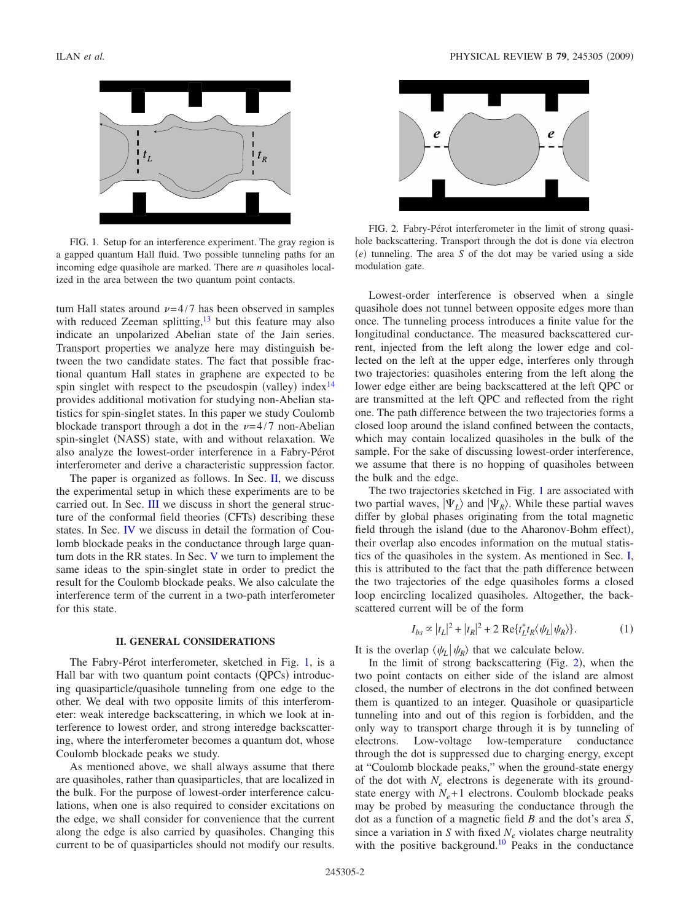FIG. 1. Setup for an interference experiment. The gray region is a gapped quantum Hall fluid. Two possible tunneling paths for an incoming edge quasihole are marked. There are $n$ quasiholes localized in the area between the two quantum point contacts.

tum Hall states around $\nu=4/7$ has been observed in samples with reduced Zeeman splitting,[13] but this feature may also indicate an unpolarized Abelian state of the Jain series. Transport properties we analyze here may distinguish between the two candidate states. The fact that possible fractional quantum Hall states in graphene are expected to be spin singlet with respect to the pseudospin (valley) index[14] provides additional motivation for studying non-Abelian statistics for spin-singlet states. In this paper we study Coulomb blockade transport through a dot in the $\nu=4/7$ non-Abelian spin-singlet (NASS) state, with and without relaxation. We also analyze the lowest-order interference in a Fabry-Pérot interferometer and derive a characteristic suppression factor.

The paper is organized as follows. In Sec. II, we discuss the experimental setup in which these experiments are to be carried out. In Sec. III we discuss in short the general structure of the conformal field theories (CFTs) describing these states. In Sec. IV we discuss in detail the formation of Coulomb blockade peaks in the conductance through large quantum dots in the RR states. In Sec. V we turn to implement the same ideas to the spin-singlet state in order to predict the result for the Coulomb blockade peaks. We also calculate the interference term of the current in a two-path interferometer for this state.

## II. GENERAL CONSIDERATIONS

The Fabry-Pérot interferometer, sketched in Fig. 1, is a Hall bar with two quantum point contacts (QPCs) introducing quasiparticle/quasihole tunneling from one edge to the other. We deal with two opposite limits of this interferometer: weak interedge backscattering, in which we look at interference to lowest order, and strong interedge backscattering, where the interferometer becomes a quantum dot, whose Coulomb blockade peaks we study.

As mentioned above, we shall always assume that there are quasiholes, rather than quasiparticles, that are localized in the bulk. For the purpose of lowest-order interference calculations, when one is also required to consider excitations on the edge, we shall consider for convenience that the current along the edge is also carried by quasiholes. Changing this current to be of quasiparticles should not modify our results.

FIG. 2. Fabry-Pérot interferometer in the limit of strong quasihole backscattering. Transport through the dot is done via electron ($e$) tunneling. The area $S$ of the dot may be varied using a side modulation gate.

Lowest-order interference is observed when a single quasihole does not tunnel between opposite edges more than once. The tunneling process introduces a finite value for the longitudinal conductance. The measured backscattered current, injected from the left along the lower edge and collected on the left at the upper edge, interferes only through two trajectories: quasiholes entering from the left along the lower edge either are being backscattered at the left QPC or are transmitted at the left QPC and reflected from the right one. The path difference between the two trajectories forms a closed loop around the island confined between the contacts, which may contain localized quasiholes in the bulk of the sample. For the sake of discussing lowest-order interference, we assume that there is no hopping of quasiholes between the bulk and the edge.

The two trajectories sketched in Fig. 1 are associated with two partial waves, $|\Psi_L\rangle$ and $|\Psi_R\rangle$. While these partial waves differ by global phases originating from the total magnetic field through the island (due to the Aharonov-Bohm effect), their overlap also encodes information on the mutual statistics of the quasiholes in the system. As mentioned in Sec. I, this is attributed to the fact that the path difference between the two trajectories of the edge quasiholes forms a closed loop encircling localized quasiholes. Altogether, the backscattered current will be of the form

$$I_{bs} \propto |t_L|^2 + |t_R|^2 + 2\,\mathrm{Re}\{t_L^* t_R \langle \psi_L | \psi_R \rangle\}. \tag{1}$$

It is the overlap $\langle \psi_L | \psi_R \rangle$ that we calculate below.

In the limit of strong backscattering (Fig. 2), when the two point contacts on either side of the island are almost closed, the number of electrons in the dot confined between them is quantized to an integer. Quasihole or quasiparticle tunneling into and out of this region is forbidden, and the only way to transport charge through it is by tunneling of electrons. Low-voltage low-temperature conductance through the dot is suppressed due to charging energy, except at "Coulomb blockade peaks," when the ground-state energy of the dot with $N_e$ electrons is degenerate with its ground-state energy with $N_e+1$ electrons. Coulomb blockade peaks may be probed by measuring the conductance through the dot as a function of a magnetic field $B$ and the dot's area $S$, since a variation in $S$ with fixed $N_e$ violates charge neutrality with the positive background.[10] Peaks in the conductance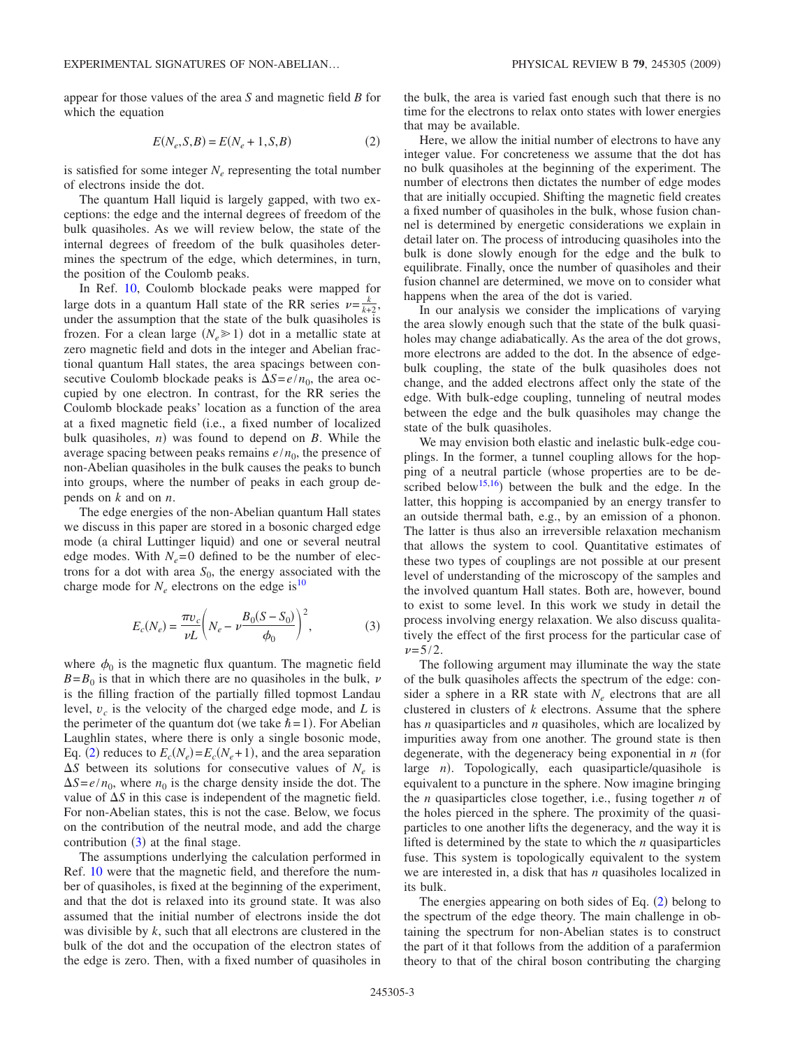appear for those values of the area $S$ and magnetic field $B$ for which the equation

$$E(N_e,S,B) = E(N_e + 1,S,B) \tag{2}$$

is satisfied for some integer $N_e$ representing the total number of electrons inside the dot.

The quantum Hall liquid is largely gapped, with two exceptions: the edge and the internal degrees of freedom of the bulk quasiholes. As we will review below, the state of the internal degrees of freedom of the bulk quasiholes determines the spectrum of the edge, which determines, in turn, the position of the Coulomb peaks.

In Ref. [10], Coulomb blockade peaks were mapped for large dots in a quantum Hall state of the RR series $\nu = \frac{k}{k+2}$, under the assumption that the state of the bulk quasiholes is frozen. For a clean large $(N_e \gg 1)$ dot in a metallic state at zero magnetic field and dots in the integer and Abelian fractional quantum Hall states, the area spacings between consecutive Coulomb blockade peaks is $\Delta S = e/n_0$, the area occupied by one electron. In contrast, for the RR series the Coulomb blockade peaks' location as a function of the area at a fixed magnetic field (i.e., a fixed number of localized bulk quasiholes, $n$) was found to depend on $B$. While the average spacing between peaks remains $e/n_0$, the presence of non-Abelian quasiholes in the bulk causes the peaks to bunch into groups, where the number of peaks in each group depends on $k$ and on $n$.

The edge energies of the non-Abelian quantum Hall states we discuss in this paper are stored in a bosonic charged edge mode (a chiral Luttinger liquid) and one or several neutral edge modes. With $N_e = 0$ defined to be the number of electrons for a dot with area $S_0$, the energy associated with the charge mode for $N_e$ electrons on the edge is[10]

$$E_c(N_e) = \frac{\pi v_c}{\nu L}\left(N_e - \nu \frac{B_0(S - S_0)}{\phi_0}\right)^2, \tag{3}$$

where $\phi_0$ is the magnetic flux quantum. The magnetic field $B = B_0$ is that in which there are no quasiholes in the bulk, $\nu$ is the filling fraction of the partially filled topmost Landau level, $v_c$ is the velocity of the charged edge mode, and $L$ is the perimeter of the quantum dot (we take $\hbar = 1$). For Abelian Laughlin states, where there is only a single bosonic mode, Eq. (2) reduces to $E_c(N_e) = E_c(N_e + 1)$, and the area separation $\Delta S$ between its solutions for consecutive values of $N_e$ is $\Delta S = e/n_0$, where $n_0$ is the charge density inside the dot. The value of $\Delta S$ in this case is independent of the magnetic field. For non-Abelian states, this is not the case. Below, we focus on the contribution of the neutral mode, and add the charge contribution (3) at the final stage.

The assumptions underlying the calculation performed in Ref. [10] were that the magnetic field, and therefore the number of quasiholes, is fixed at the beginning of the experiment, and that the dot is relaxed into its ground state. It was also assumed that the initial number of electrons inside the dot was divisible by $k$, such that all electrons are clustered in the bulk of the dot and the occupation of the electron states of the edge is zero. Then, with a fixed number of quasiholes in the bulk, the area is varied fast enough such that there is no time for the electrons to relax onto states with lower energies that may be available.

Here, we allow the initial number of electrons to have any integer value. For concreteness we assume that the dot has no bulk quasiholes at the beginning of the experiment. The number of electrons then dictates the number of edge modes that are initially occupied. Shifting the magnetic field creates a fixed number of quasiholes in the bulk, whose fusion channel is determined by energetic considerations we explain in detail later on. The process of introducing quasiholes into the bulk is done slowly enough for the edge and the bulk to equilibrate. Finally, once the number of quasiholes and their fusion channel are determined, we move on to consider what happens when the area of the dot is varied.

In our analysis we consider the implications of varying the area slowly enough such that the state of the bulk quasiholes may change adiabatically. As the area of the dot grows, more electrons are added to the dot. In the absence of edge-bulk coupling, the state of the bulk quasiholes does not change, and the added electrons affect only the state of the edge. With bulk-edge coupling, tunneling of neutral modes between the edge and the bulk quasiholes may change the state of the bulk quasiholes.

We may envision both elastic and inelastic bulk-edge couplings. In the former, a tunnel coupling allows for the hopping of a neutral particle (whose properties are to be described below[15,16]) between the bulk and the edge. In the latter, this hopping is accompanied by an energy transfer to an outside thermal bath, e.g., by an emission of a phonon. The latter is thus also an irreversible relaxation mechanism that allows the system to cool. Quantitative estimates of these two types of couplings are not possible at our present level of understanding of the microscopy of the samples and the involved quantum Hall states. Both are, however, bound to exist to some level. In this work we study in detail the process involving energy relaxation. We also discuss qualitatively the effect of the first process for the particular case of $\nu = 5/2$.

The following argument may illuminate the way the state of the bulk quasiholes affects the spectrum of the edge: consider a sphere in a RR state with $N_e$ electrons that are all clustered in clusters of $k$ electrons. Assume that the sphere has $n$ quasiparticles and $n$ quasiholes, which are localized by impurities away from one another. The ground state is then degenerate, with the degeneracy being exponential in $n$ (for large $n$). Topologically, each quasiparticle/quasihole is equivalent to a puncture in the sphere. Now imagine bringing the $n$ quasiparticles close together, i.e., fusing together $n$ of the holes pierced in the sphere. The proximity of the quasiparticles to one another lifts the degeneracy, and the way it is lifted is determined by the state to which the $n$ quasiparticles fuse. This system is topologically equivalent to the system we are interested in, a disk that has $n$ quasiholes localized in its bulk.

The energies appearing on both sides of Eq. (2) belong to the spectrum of the edge theory. The main challenge in obtaining the spectrum for non-Abelian states is to construct the part of it that follows from the addition of a parafermion theory to that of the chiral boson contributing the charging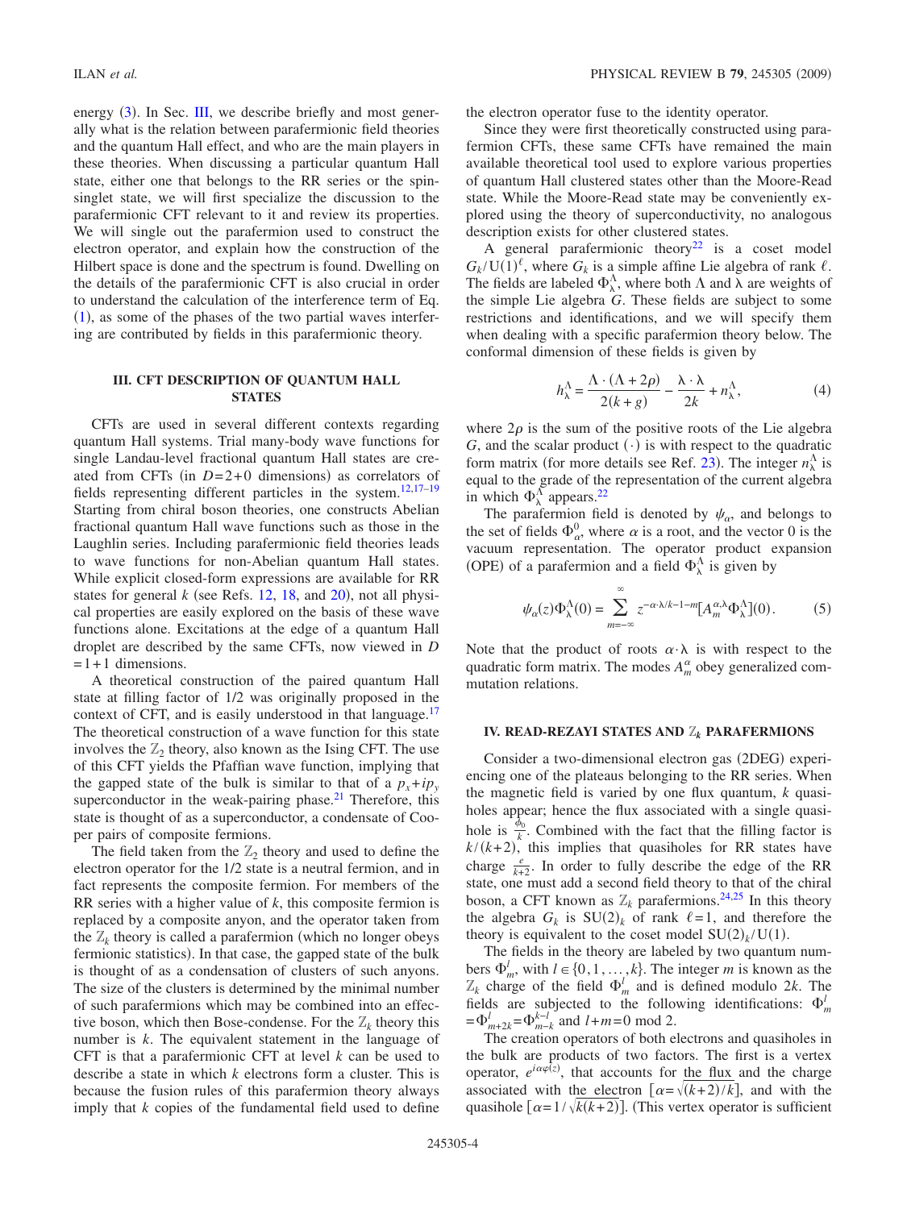energy (3). In Sec. III, we describe briefly and most generally what is the relation between parafermionic field theories and the quantum Hall effect, and who are the main players in these theories. When discussing a particular quantum Hall state, either one that belongs to the RR series or the spin-singlet state, we will first specialize the discussion to the parafermionic CFT relevant to it and review its properties. We will single out the parafermion used to construct the electron operator, and explain how the construction of the Hilbert space is done and the spectrum is found. Dwelling on the details of the parafermionic CFT is also crucial in order to understand the calculation of the interference term of Eq. (1), as some of the phases of the two partial waves interfering are contributed by fields in this parafermionic theory.

### III. CFT DESCRIPTION OF QUANTUM HALL STATES

CFTs are used in several different contexts regarding quantum Hall systems. Trial many-body wave functions for single Landau-level fractional quantum Hall states are created from CFTs (in $D=2+0$ dimensions) as correlators of fields representing different particles in the system.[12,17–19] Starting from chiral boson theories, one constructs Abelian fractional quantum Hall wave functions such as those in the Laughlin series. Including parafermionic field theories leads to wave functions for non-Abelian quantum Hall states. While explicit closed-form expressions are available for RR states for general $k$ (see Refs. 12, 18, and 20), not all physical properties are easily explored on the basis of these wave functions alone. Excitations at the edge of a quantum Hall droplet are described by the same CFTs, now viewed in $D=1+1$ dimensions.

A theoretical construction of the paired quantum Hall state at filling factor of 1/2 was originally proposed in the context of CFT, and is easily understood in that language.[17] The theoretical construction of a wave function for this state involves the $\mathbb{Z}_2$ theory, also known as the Ising CFT. The use of this CFT yields the Pfaffian wave function, implying that the gapped state of the bulk is similar to that of a $p_x+ip_y$ superconductor in the weak-pairing phase.[21] Therefore, this state is thought of as a superconductor, a condensate of Cooper pairs of composite fermions.

The field taken from the $\mathbb{Z}_2$ theory and used to define the electron operator for the 1/2 state is a neutral fermion, and in fact represents the composite fermion. For members of the RR series with a higher value of $k$, this composite fermion is replaced by a composite anyon, and the operator taken from the $\mathbb{Z}_k$ theory is called a parafermion (which no longer obeys fermionic statistics). In that case, the gapped state of the bulk is thought of as a condensation of clusters of such anyons. The size of the clusters is determined by the minimal number of such parafermions which may be combined into an effective boson, which then Bose-condense. For the $\mathbb{Z}_k$ theory this number is $k$. The equivalent statement in the language of CFT is that a parafermionic CFT at level $k$ can be used to describe a state in which $k$ electrons form a cluster. This is because the fusion rules of this parafermion theory always imply that $k$ copies of the fundamental field used to define the electron operator fuse to the identity operator.

Since they were first theoretically constructed using parafermion CFTs, these same CFTs have remained the main available theoretical tool used to explore various properties of quantum Hall clustered states other than the Moore-Read state. While the Moore-Read state may be conveniently explored using the theory of superconductivity, no analogous description exists for other clustered states.

A general parafermionic theory[22] is a coset model $G_k/\text{U}(1)^\ell$, where $G_k$ is a simple affine Lie algebra of rank $\ell$. The fields are labeled $\Phi_\lambda^\Lambda$, where both $\Lambda$ and $\lambda$ are weights of the simple Lie algebra $G$. These fields are subject to some restrictions and identifications, and we will specify them when dealing with a specific parafermion theory below. The conformal dimension of these fields is given by

$$h_\lambda^\Lambda = \frac{\Lambda\cdot(\Lambda+2\rho)}{2(k+g)} - \frac{\lambda\cdot\lambda}{2k} + n_\lambda^\Lambda, \tag{4}$$

where $2\rho$ is the sum of the positive roots of the Lie algebra $G$, and the scalar product $(\cdot)$ is with respect to the quadratic form matrix (for more details see Ref. 23). The integer $n_\lambda^\Lambda$ is equal to the grade of the representation of the current algebra in which $\Phi_\lambda^\Lambda$ appears.[22]

The parafermion field is denoted by $\psi_\alpha$, and belongs to the set of fields $\Phi_\alpha^0$, where $\alpha$ is a root, and the vector 0 is the vacuum representation. The operator product expansion (OPE) of a parafermion and a field $\Phi_\lambda^\Lambda$ is given by

$$\psi_\alpha(z)\Phi_\lambda^\Lambda(0) = \sum_{m=-\infty}^{\infty} z^{-\alpha\cdot\lambda/k-1-m}[A_m^{\alpha,\lambda}\Phi_\lambda^\Lambda](0). \tag{5}$$

Note that the product of roots $\alpha\cdot\lambda$ is with respect to the quadratic form matrix. The modes $A_m^\alpha$ obey generalized commutation relations.

### IV. READ-REZAYI STATES AND $\mathbb{Z}_k$ PARAFERMIONS

Consider a two-dimensional electron gas (2DEG) experiencing one of the plateaus belonging to the RR series. When the magnetic field is varied by one flux quantum, $k$ quasiholes appear; hence the flux associated with a single quasihole is $\frac{\phi_0}{k}$. Combined with the fact that the filling factor is $k/(k+2)$, this implies that quasiholes for RR states have charge $\frac{e}{k+2}$. In order to fully describe the edge of the RR state, one must add a second field theory to that of the chiral boson, a CFT known as $\mathbb{Z}_k$ parafermions.[24,25] In this theory the algebra $G_k$ is $\text{SU}(2)_k$ of rank $\ell=1$, and therefore the theory is equivalent to the coset model $\text{SU}(2)_k/\text{U}(1)$.

The fields in the theory are labeled by two quantum numbers $\Phi_m^l$, with $l\in\{0,1,\ldots,k\}$. The integer $m$ is known as the $\mathbb{Z}_k$ charge of the field $\Phi_m^l$ and is defined modulo $2k$. The fields are subjected to the following identifications: $\Phi_m^l = \Phi_{m+2k}^l = \Phi_{m-k}^{k-l}$ and $l+m=0$ mod 2.

The creation operators of both electrons and quasiholes in the bulk are products of two factors. The first is a vertex operator, $e^{i\alpha\varphi(z)}$, that accounts for the flux and the charge associated with the electron $[\alpha=\sqrt{(k+2)/k}]$, and with the quasihole $[\alpha=1/\sqrt{k(k+2)}]$. (This vertex operator is sufficient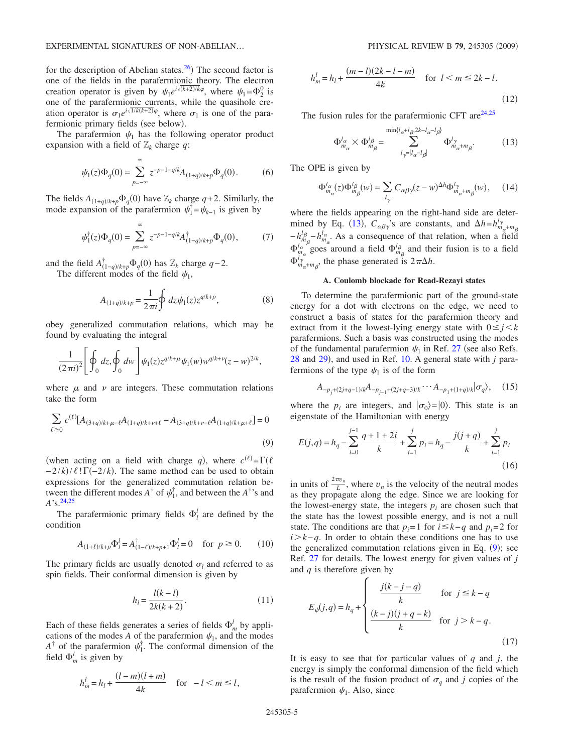for the description of Abelian states.[26]) The second factor is one of the fields in the parafermionic theory. The electron creation operator is given by $\psi_1 e^{i\sqrt{(k+2)/k}\varphi}$, where $\psi_1=\Phi_2^0$ is one of the parafermionic currents, while the quasihole creation operator is $\sigma_1 e^{i\sqrt{1/k(k+2)}\varphi}$, where $\sigma_1$ is one of the parafermionic primary fields (see below).

The parafermion $\psi_1$ has the following operator product expansion with a field of $\mathbb{Z}_k$ charge $q$:

$$\psi_1(z)\Phi_q(0) = \sum_{p=-\infty}^{\infty} z^{-p-1-q/k} A_{(1+q)/k+p}\Phi_q(0). \tag{6}$$

The fields $A_{(1+q)/k+p}\Phi_q(0)$ have $\mathbb{Z}_k$ charge $q+2$. Similarly, the mode expansion of the parafermion $\psi_1^\dagger=\psi_{k-1}$ is given by

$$\psi_1^\dagger(z)\Phi_q(0) = \sum_{p=-\infty}^{\infty} z^{-p-1+q/k} A^\dagger_{(1-q)/k+p}\Phi_q(0), \tag{7}$$

and the field $A^\dagger_{(1-q)/k+p}\Phi_q(0)$ has $\mathbb{Z}_k$ charge $q-2$.

The different modes of the field $\psi_1$,

$$A_{(1+q)/k+p} = \frac{1}{2\pi i}\oint dz \psi_1(z) z^{q/k+p}, \tag{8}$$

obey generalized commutation relations, which may be found by evaluating the integral

$$\frac{1}{(2\pi i)^2}\left[\oint_0 dz, \oint_0 dw\right]\psi_1(z)z^{q/k+\mu}\psi_1(w)w^{q/k+\nu}(z-w)^{2/k},$$

where $\mu$ and $\nu$ are integers. These commutation relations take the form

$$\sum_{\ell\geq 0} c^{(\ell)}[A_{(3+q)/k+\mu-\ell}A_{(1+q)/k+\nu+\ell} - A_{(3+q)/k+\nu-\ell}A_{(1+q)/k+\mu+\ell}] = 0 \tag{9}$$

(when acting on a field with charge $q$), where $c^{(\ell)}=\Gamma(\ell-2/k)/\ell!\,\Gamma(-2/k)$. The same method can be used to obtain expressions for the generalized commutation relation between the different modes $A^\dagger$ of $\psi_1^\dagger$, and between the $A^\dagger$'s and $A$'s.[24,25]

The parafermionic primary fields $\Phi_l^l$ are defined by the condition

$$A_{(1+\ell)/k+p}\Phi_l^l = A^\dagger_{(1-\ell)/k+p+1}\Phi_l^l = 0 \quad \text{for } p\geq 0. \tag{10}$$

The primary fields are usually denoted $\sigma_l$ and referred to as spin fields. Their conformal dimension is given by

$$h_l = \frac{l(k-l)}{2k(k+2)}. \tag{11}$$

Each of these fields generates a series of fields $\Phi_m^l$ by applications of the modes $A$ of the parafermion $\psi_1$, and the modes $A^\dagger$ of the parafermion $\psi_1^\dagger$. The conformal dimension of the field $\Phi_m^l$ is given by

$$h_m^l = h_l + \frac{(l-m)(l+m)}{4k} \quad \text{for } -l<m\leq l,$$

$$h_m^l = h_l + \frac{(m-l)(2k-l-m)}{4k} \quad \text{for } l<m\leq 2k-l. \tag{12}$$

The fusion rules for the parafermionic CFT are[24,25]

$$\Phi_{m_\alpha}^{l_\alpha}\times\Phi_{m_\beta}^{l_\beta} = \sum_{l_\gamma=|l_\alpha-l_\beta|}^{\min\{l_\alpha+l_\beta,2k-l_\alpha-l_\beta\}} \Phi_{m_\alpha+m_\beta}^{l_\gamma}. \tag{13}$$

The OPE is given by

$$\Phi_{m_\alpha}^{l_\alpha}(z)\Phi_{m_\beta}^{l_\beta}(w) = \sum_{l_\gamma} C_{\alpha\beta\gamma}(z-w)^{\Delta h}\Phi_{m_\alpha+m_\beta}^{l_\gamma}(w), \tag{14}$$

where the fields appearing on the right-hand side are determined by Eq. (13), $C_{\alpha\beta\gamma}$'s are constants, and $\Delta h=h_{m_\alpha+m_\beta}^{l_\gamma}-h_{m_\beta}^{l_\beta}-h_{m_\alpha}^{l_\alpha}$. As a consequence of that relation, when a field $\Phi_{m_\alpha}^{l_\alpha}$ goes around a field $\Phi_{m_\beta}^{l_\beta}$ and their fusion is to a field $\Phi_{m_\alpha+m_\beta}^{l_\gamma}$, the phase generated is $2\pi\Delta h$.

### A. Coulomb blockade for Read-Rezayi states

To determine the parafermionic part of the ground-state energy for a dot with electrons on the edge, we need to construct a basis of states for the parafermion theory and extract from it the lowest-lying energy state with $0\leq j<k$ parafermions. Such a basis was constructed using the modes of the fundamental parafermion $\psi_1$ in Ref. 27 (see also Refs. 28 and 29), and used in Ref. 10. A general state with $j$ parafermions of the type $\psi_1$ is of the form

$$A_{-p_j+(2j+q-1)/k}A_{-p_{j-1}+(2j+q-3)/k}\cdots A_{-p_1+(1+q)/k}|\sigma_q\rangle, \tag{15}$$

where the $p_i$ are integers, and $|\sigma_0\rangle=|0\rangle$. This state is an eigenstate of the Hamiltonian with energy

$$E(j,q) = h_q - \sum_{i=0}^{j-1}\frac{q+1+2i}{k} + \sum_{i=1}^{j} p_i = h_q - \frac{j(j+q)}{k} + \sum_{i=1}^{j} p_i \tag{16}$$

in units of $\frac{2\pi v_n}{L}$, where $v_n$ is the velocity of the neutral modes as they propagate along the edge. Since we are looking for the lowest-energy state, the integers $p_i$ are chosen such that the state has the lowest possible energy, and is not a null state. The conditions are that $p_i=1$ for $i\leq k-q$ and $p_i=2$ for $i>k-q$. In order to obtain these conditions one has to use the generalized commutation relations given in Eq. (9); see Ref. 27 for details. The lowest energy for given values of $j$ and $q$ is therefore given by

$$E_\psi(j,q) = h_q + \begin{cases} \dfrac{j(k-j-q)}{k} & \text{for } j\leq k-q \\[2ex] \dfrac{(k-j)(j+q-k)}{k} & \text{for } j>k-q. \end{cases} \tag{17}$$

It is easy to see that for particular values of $q$ and $j$, the energy is simply the conformal dimension of the field which is the result of the fusion product of $\sigma_q$ and $j$ copies of the parafermion $\psi_1$. Also, since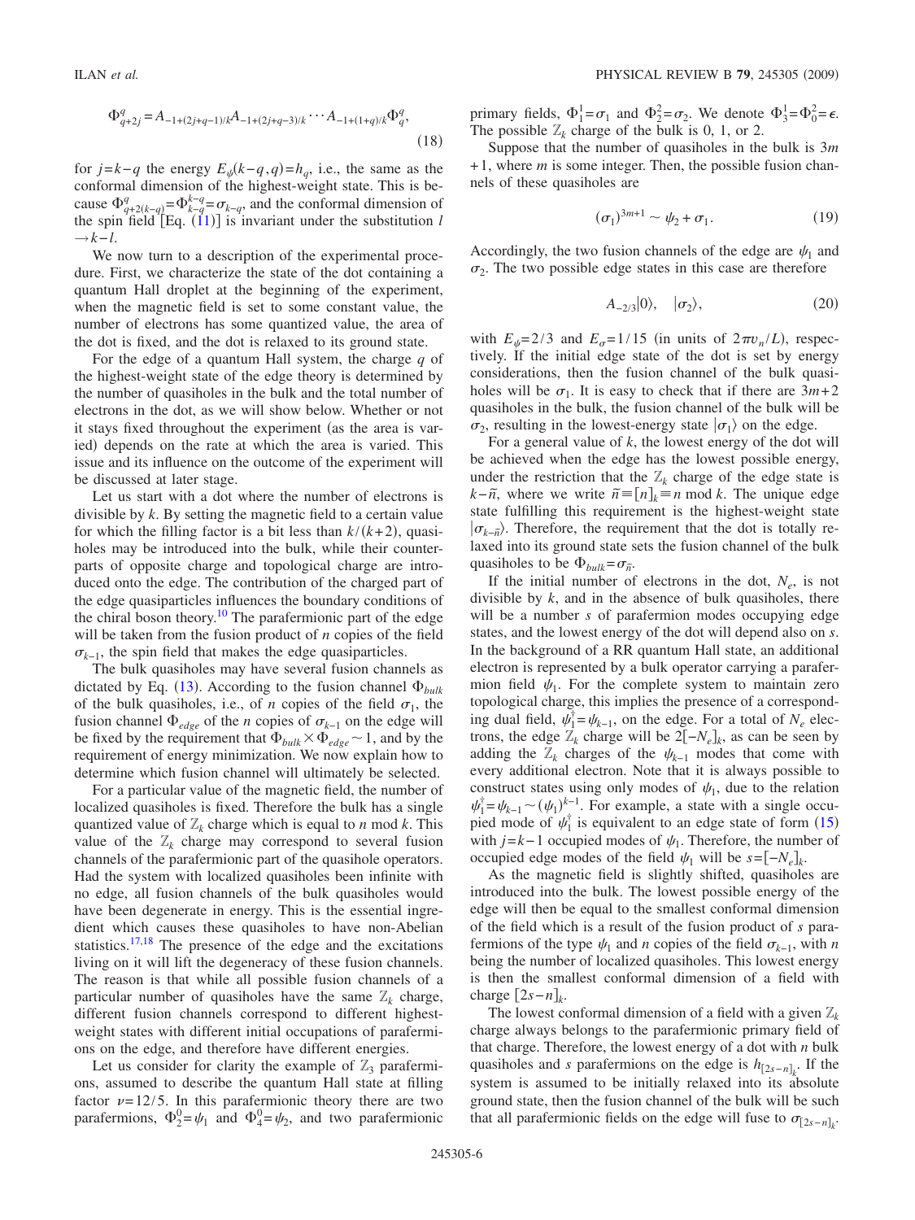$$\Phi^q_{q+2j} = A_{-1+(2j+q-1)/k} A_{-1+(2j+q-3)/k} \cdots A_{-1+(1+q)/k} \Phi^q_q, \tag{18}$$

for $j=k-q$ the energy $E_\psi(k-q,q)=h_q$, i.e., the same as the conformal dimension of the highest-weight state. This is because $\Phi^q_{q+2(k-q)} = \Phi^{k-q}_{k-q} = \sigma_{k-q}$, and the conformal dimension of the spin field [Eq. (11)] is invariant under the substitution $l \to k-l$.

We now turn to a description of the experimental procedure. First, we characterize the state of the dot containing a quantum Hall droplet at the beginning of the experiment, when the magnetic field is set to some constant value, the number of electrons has some quantized value, the area of the dot is fixed, and the dot is relaxed to its ground state.

For the edge of a quantum Hall system, the charge $q$ of the highest-weight state of the edge theory is determined by the number of quasiholes in the bulk and the total number of electrons in the dot, as we will show below. Whether or not it stays fixed throughout the experiment (as the area is varied) depends on the rate at which the area is varied. This issue and its influence on the outcome of the experiment will be discussed at later stage.

Let us start with a dot where the number of electrons is divisible by $k$. By setting the magnetic field to a certain value for which the filling factor is a bit less than $k/(k+2)$, quasiholes may be introduced into the bulk, while their counterparts of opposite charge and topological charge are introduced onto the edge. The contribution of the charged part of the edge quasiparticles influences the boundary conditions of the chiral boson theory.[10] The parafermionic part of the edge will be taken from the fusion product of $n$ copies of the field $\sigma_{k-1}$, the spin field that makes the edge quasiparticles.

The bulk quasiholes may have several fusion channels as dictated by Eq. (13). According to the fusion channel $\Phi_{bulk}$ of the bulk quasiholes, i.e., of $n$ copies of the field $\sigma_1$, the fusion channel $\Phi_{edge}$ of the $n$ copies of $\sigma_{k-1}$ on the edge will be fixed by the requirement that $\Phi_{bulk} \times \Phi_{edge} \sim 1$, and by the requirement of energy minimization. We now explain how to determine which fusion channel will ultimately be selected.

For a particular value of the magnetic field, the number of localized quasiholes is fixed. Therefore the bulk has a single quantized value of $\mathbb{Z}_k$ charge which is equal to $n$ mod $k$. This value of the $\mathbb{Z}_k$ charge may correspond to several fusion channels of the parafermionic part of the quasihole operators. Had the system with localized quasiholes been infinite with no edge, all fusion channels of the bulk quasiholes would have been degenerate in energy. This is the essential ingredient which causes these quasiholes to have non-Abelian statistics.[17,18] The presence of the edge and the excitations living on it will lift the degeneracy of these fusion channels. The reason is that while all possible fusion channels of a particular number of quasiholes have the same $\mathbb{Z}_k$ charge, different fusion channels correspond to different highest-weight states with different initial occupations of parafermions on the edge, and therefore have different energies.

Let us consider for clarity the example of $\mathbb{Z}_3$ parafermions, assumed to describe the quantum Hall state at filling factor $\nu=12/5$. In this parafermionic theory there are two parafermions, $\Phi^0_2=\psi_1$ and $\Phi^0_4=\psi_2$, and two parafermionic primary fields, $\Phi^1_1=\sigma_1$ and $\Phi^2_2=\sigma_2$. We denote $\Phi^1_3=\Phi^2_0=\epsilon$. The possible $\mathbb{Z}_k$ charge of the bulk is 0, 1, or 2.

Suppose that the number of quasiholes in the bulk is $3m+1$, where $m$ is some integer. Then, the possible fusion channels of these quasiholes are

$$(\sigma_1)^{3m+1} \sim \psi_2 + \sigma_1. \tag{19}$$

Accordingly, the two fusion channels of the edge are $\psi_1$ and $\sigma_2$. The two possible edge states in this case are therefore

$$A_{-2/3}|0\rangle, \quad |\sigma_2\rangle, \tag{20}$$

with $E_\psi=2/3$ and $E_\sigma=1/15$ (in units of $2\pi v_n/L$), respectively. If the initial edge state of the dot is set by energy considerations, then the fusion channel of the bulk quasiholes will be $\sigma_1$. It is easy to check that if there are $3m+2$ quasiholes in the bulk, the fusion channel of the bulk will be $\sigma_2$, resulting in the lowest-energy state $|\sigma_1\rangle$ on the edge.

For a general value of $k$, the lowest energy of the dot will be achieved when the edge has the lowest possible energy, under the restriction that the $\mathbb{Z}_k$ charge of the edge state is $k-\tilde{n}$, where we write $\tilde{n}\equiv[n]_k \equiv n$ mod $k$. The unique edge state fulfilling this requirement is the highest-weight state $|\sigma_{k-\tilde{n}}\rangle$. Therefore, the requirement that the dot is totally relaxed into its ground state sets the fusion channel of the bulk quasiholes to be $\Phi_{bulk}=\sigma_{\tilde{n}}$.

If the initial number of electrons in the dot, $N_e$, is not divisible by $k$, and in the absence of bulk quasiholes, there will be a number $s$ of parafermion modes occupying edge states, and the lowest energy of the dot will depend also on $s$. In the background of a RR quantum Hall state, an additional electron is represented by a bulk operator carrying a parafermion field $\psi_1$. For the complete system to maintain zero topological charge, this implies the presence of a corresponding dual field, $\psi_1^\dagger=\psi_{k-1}$, on the edge. For a total of $N_e$ electrons, the edge $\mathbb{Z}_k$ charge will be $2[-N_e]_k$, as can be seen by adding the $\mathbb{Z}_k$ charges of the $\psi_{k-1}$ modes that come with every additional electron. Note that it is always possible to construct states using only modes of $\psi_1$, due to the relation $\psi_1^\dagger=\psi_{k-1}\sim(\psi_1)^{k-1}$. For example, a state with a single occupied mode of $\psi_1^\dagger$ is equivalent to an edge state of form (15) with $j=k-1$ occupied modes of $\psi_1$. Therefore, the number of occupied edge modes of the field $\psi_1$ will be $s=[-N_e]_k$.

As the magnetic field is slightly shifted, quasiholes are introduced into the bulk. The lowest possible energy of the edge will then be equal to the smallest conformal dimension of the field which is a result of the fusion product of $s$ parafermions of the type $\psi_1$ and $n$ copies of the field $\sigma_{k-1}$, with $n$ being the number of localized quasiholes. This lowest energy is then the smallest conformal dimension of a field with charge $[2s-n]_k$.

The lowest conformal dimension of a field with a given $\mathbb{Z}_k$ charge always belongs to the parafermionic primary field of that charge. Therefore, the lowest energy of a dot with $n$ bulk quasiholes and $s$ parafermions on the edge is $h_{[2s-n]_k}$. If the system is assumed to be initially relaxed into its absolute ground state, then the fusion channel of the bulk will be such that all parafermionic fields on the edge will fuse to $\sigma_{[2s-n]_k}$.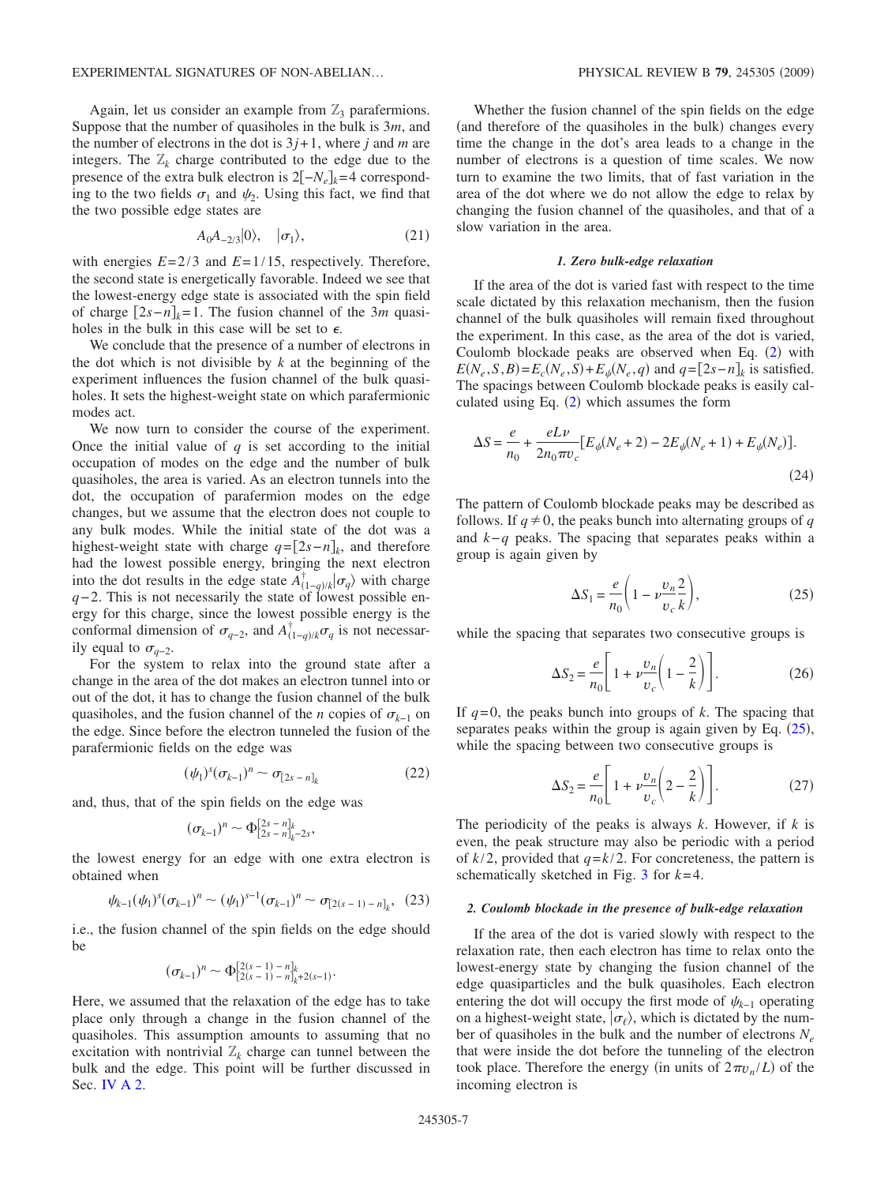Again, let us consider an example from $\mathbb{Z}_3$ parafermions. Suppose that the number of quasiholes in the bulk is $3m$, and the number of electrons in the dot is $3j+1$, where $j$ and $m$ are integers. The $\mathbb{Z}_k$ charge contributed to the edge due to the presence of the extra bulk electron is $2[-N_e]_k=4$ corresponding to the two fields $\sigma_1$ and $\psi_2$. Using this fact, we find that the two possible edge states are

$$A_0 A_{-2/3}|0\rangle, \quad |\sigma_1\rangle, \tag{21}$$

with energies $E=2/3$ and $E=1/15$, respectively. Therefore, the second state is energetically favorable. Indeed we see that the lowest-energy edge state is associated with the spin field of charge $[2s-n]_k=1$. The fusion channel of the $3m$ quasiholes in the bulk in this case will be set to $\epsilon$.

We conclude that the presence of a number of electrons in the dot which is not divisible by $k$ at the beginning of the experiment influences the fusion channel of the bulk quasiholes. It sets the highest-weight state on which parafermionic modes act.

We now turn to consider the course of the experiment. Once the initial value of $q$ is set according to the initial occupation of modes on the edge and the number of bulk quasiholes, the area is varied. As an electron tunnels into the dot, the occupation of parafermion modes on the edge changes, but we assume that the electron does not couple to any bulk modes. While the initial state of the dot was a highest-weight state with charge $q=[2s-n]_k$, and therefore had the lowest possible energy, bringing the next electron into the dot results in the edge state $A^{\dagger}_{(1-q)/k}|\sigma_q\rangle$ with charge $q-2$. This is not necessarily the state of lowest possible energy for this charge, since the lowest possible energy is the conformal dimension of $\sigma_{q-2}$, and $A^{\dagger}_{(1-q)/k}\sigma_q$ is not necessarily equal to $\sigma_{q-2}$.

For the system to relax into the ground state after a change in the area of the dot makes an electron tunnel into or out of the dot, it has to change the fusion channel of the bulk quasiholes, and the fusion channel of the $n$ copies of $\sigma_{k-1}$ on the edge. Since before the electron tunneled the fusion of the parafermionic fields on the edge was

$$(\psi_1)^s(\sigma_{k-1})^n \sim \sigma_{[2s-n]_k} \tag{22}$$

and, thus, that of the spin fields on the edge was

$$(\sigma_{k-1})^n \sim \Phi^{[2s-n]_k}_{[2s-n]_k-2s},$$

the lowest energy for an edge with one extra electron is obtained when

$$\psi_{k-1}(\psi_1)^s(\sigma_{k-1})^n \sim (\psi_1)^{s-1}(\sigma_{k-1})^n \sim \sigma_{[2(s-1)-n]_k}, \tag{23}$$

i.e., the fusion channel of the spin fields on the edge should be

$$(\sigma_{k-1})^n \sim \Phi^{[2(s-1)-n]_k}_{[2(s-1)-n]_k+2(s-1)}.$$

Here, we assumed that the relaxation of the edge has to take place only through a change in the fusion channel of the quasiholes. This assumption amounts to assuming that no excitation with nontrivial $\mathbb{Z}_k$ charge can tunnel between the bulk and the edge. This point will be further discussed in Sec. IV A 2.

Whether the fusion channel of the spin fields on the edge (and therefore of the quasiholes in the bulk) changes every time the change in the dot's area leads to a change in the number of electrons is a question of time scales. We now turn to examine the two limits, that of fast variation in the area of the dot where we do not allow the edge to relax by changing the fusion channel of the quasiholes, and that of a slow variation in the area.

#### *1. Zero bulk-edge relaxation*

If the area of the dot is varied fast with respect to the time scale dictated by this relaxation mechanism, then the fusion channel of the bulk quasiholes will remain fixed throughout the experiment. In this case, as the area of the dot is varied, Coulomb blockade peaks are observed when Eq. (2) with $E(N_e,S,B)=E_c(N_e,S)+E_\psi(N_e,q)$ and $q=[2s-n]_k$ is satisfied. The spacings between Coulomb blockade peaks is easily calculated using Eq. (2) which assumes the form

$$\Delta S = \frac{e}{n_0} + \frac{eL\nu}{2n_0\pi v_c}[E_\psi(N_e+2) - 2E_\psi(N_e+1) + E_\psi(N_e)]. \tag{24}$$

The pattern of Coulomb blockade peaks may be described as follows. If $q \neq 0$, the peaks bunch into alternating groups of $q$ and $k-q$ peaks. The spacing that separates peaks within a group is again given by

$$\Delta S_1 = \frac{e}{n_0}\left(1 - \nu\frac{v_n}{v_c}\frac{2}{k}\right), \tag{25}$$

while the spacing that separates two consecutive groups is

$$\Delta S_2 = \frac{e}{n_0}\left[1 + \nu\frac{v_n}{v_c}\left(1 - \frac{2}{k}\right)\right]. \tag{26}$$

If $q=0$, the peaks bunch into groups of $k$. The spacing that separates peaks within the group is again given by Eq. (25), while the spacing between two consecutive groups is

$$\Delta S_2 = \frac{e}{n_0}\left[1 + \nu\frac{v_n}{v_c}\left(2 - \frac{2}{k}\right)\right]. \tag{27}$$

The periodicity of the peaks is always $k$. However, if $k$ is even, the peak structure may also be periodic with a period of $k/2$, provided that $q=k/2$. For concreteness, the pattern is schematically sketched in Fig. 3 for $k=4$.

#### *2. Coulomb blockade in the presence of bulk-edge relaxation*

If the area of the dot is varied slowly with respect to the relaxation rate, then each electron has time to relax onto the lowest-energy state by changing the fusion channel of the edge quasiparticles and the bulk quasiholes. Each electron entering the dot will occupy the first mode of $\psi_{k-1}$ operating on a highest-weight state, $|\sigma_\ell\rangle$, which is dictated by the number of quasiholes in the bulk and the number of electrons $N_e$ that were inside the dot before the tunneling of the electron took place. Therefore the energy (in units of $2\pi v_n/L$) of the incoming electron is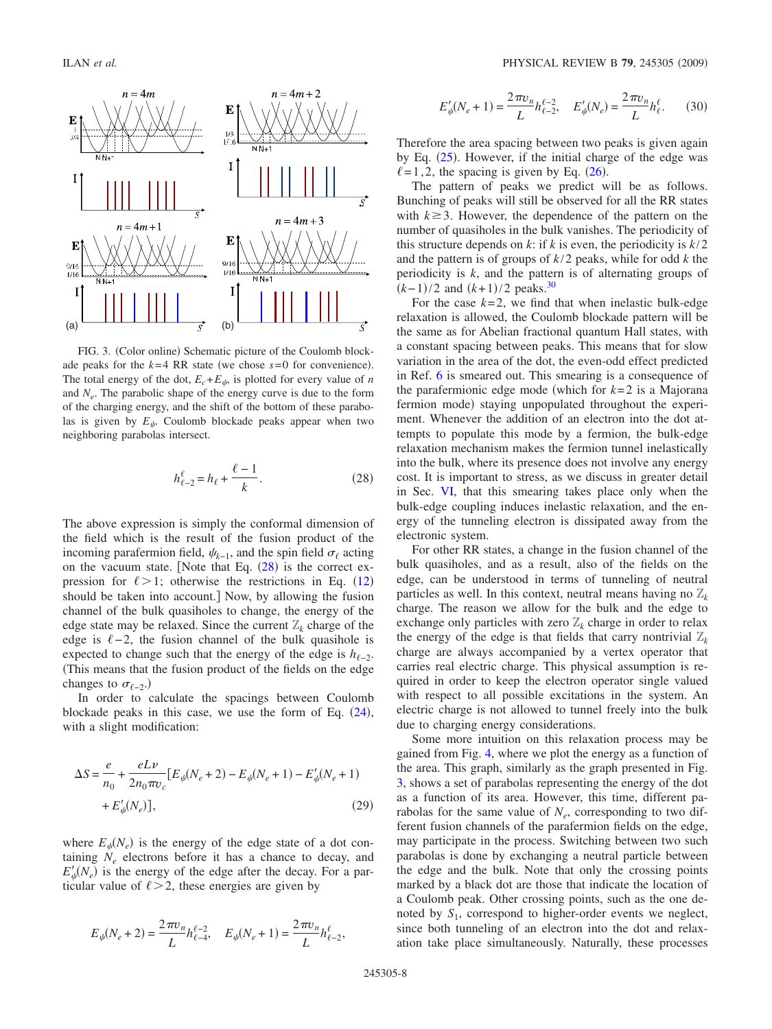FIG. 3. (Color online) Schematic picture of the Coulomb blockade peaks for the $k=4$ RR state (we chose $s=0$ for convenience). The total energy of the dot, $E_c+E_\psi$, is plotted for every value of $n$ and $N_e$. The parabolic shape of the energy curve is due to the form of the charging energy, and the shift of the bottom of these parabolas is given by $E_\psi$. Coulomb blockade peaks appear when two neighboring parabolas intersect.

$$h^{\ell}_{\ell-2} = h_\ell + \frac{\ell-1}{k}. \tag{28}$$

The above expression is simply the conformal dimension of the field which is the result of the fusion product of the incoming parafermion field, $\psi_{k-1}$, and the spin field $\sigma_\ell$ acting on the vacuum state. [Note that Eq. (28) is the correct expression for $\ell>1$; otherwise the restrictions in Eq. (12) should be taken into account.] Now, by allowing the fusion channel of the bulk quasiholes to change, the energy of the edge state may be relaxed. Since the current $\mathbb{Z}_k$ charge of the edge is $\ell-2$, the fusion channel of the bulk quasihole is expected to change such that the energy of the edge is $h_{\ell-2}$. (This means that the fusion product of the fields on the edge changes to $\sigma_{\ell-2}$.)

In order to calculate the spacings between Coulomb blockade peaks in this case, we use the form of Eq. (24), with a slight modification:

$$\Delta S = \frac{e}{n_0} + \frac{eL\nu}{2n_0\pi v_c}[E_\psi(N_e+2) - E_\psi(N_e+1) - E'_\psi(N_e+1) + E'_\psi(N_e)], \tag{29}$$

where $E_\psi(N_e)$ is the energy of the edge state of a dot containing $N_e$ electrons before it has a chance to decay, and $E'_\psi(N_e)$ is the energy of the edge after the decay. For a particular value of $\ell>2$, these energies are given by

$$E_\psi(N_e+2) = \frac{2\pi v_n}{L}h^{\ell-2}_{\ell-4}, \quad E_\psi(N_e+1) = \frac{2\pi v_n}{L}h^{\ell}_{\ell-2},$$

$$E'_\psi(N_e+1) = \frac{2\pi v_n}{L}h^{\ell-2}_{\ell-2}, \quad E'_\psi(N_e) = \frac{2\pi v_n}{L}h^{\ell}_{\ell}. \tag{30}$$

Therefore the area spacing between two peaks is given again by Eq. (25). However, if the initial charge of the edge was $\ell=1,2$, the spacing is given by Eq. (26).

The pattern of peaks we predict will be as follows. Bunching of peaks will still be observed for all the RR states with $k\geq 3$. However, the dependence of the pattern on the number of quasiholes in the bulk vanishes. The periodicity of this structure depends on $k$: if $k$ is even, the periodicity is $k/2$ and the pattern is of groups of $k/2$ peaks, while for odd $k$ the periodicity is $k$, and the pattern is of alternating groups of $(k-1)/2$ and $(k+1)/2$ peaks.[30]

For the case $k=2$, we find that when inelastic bulk-edge relaxation is allowed, the Coulomb blockade pattern will be the same as for Abelian fractional quantum Hall states, with a constant spacing between peaks. This means that for slow variation in the area of the dot, the even-odd effect predicted in Ref. 6 is smeared out. This smearing is a consequence of the parafermionic edge mode (which for $k=2$ is a Majorana fermion mode) staying unpopulated throughout the experiment. Whenever the addition of an electron into the dot attempts to populate this mode by a fermion, the bulk-edge relaxation mechanism makes the fermion tunnel inelastically into the bulk, where its presence does not involve any energy cost. It is important to stress, as we discuss in greater detail in Sec. VI, that this smearing takes place only when the bulk-edge coupling induces inelastic relaxation, and the energy of the tunneling electron is dissipated away from the electronic system.

For other RR states, a change in the fusion channel of the bulk quasiholes, and as a result, also of the fields on the edge, can be understood in terms of tunneling of neutral particles as well. In this context, neutral means having no $\mathbb{Z}_k$ charge. The reason we allow for the bulk and the edge to exchange only particles with zero $\mathbb{Z}_k$ charge in order to relax the energy of the edge is that fields that carry nontrivial $\mathbb{Z}_k$ charge are always accompanied by a vertex operator that carries real electric charge. This physical assumption is required in order to keep the electron operator single valued with respect to all possible excitations in the system. An electric charge is not allowed to tunnel freely into the bulk due to charging energy considerations.

Some more intuition on this relaxation process may be gained from Fig. 4, where we plot the energy as a function of the area. This graph, similarly as the graph presented in Fig. 3, shows a set of parabolas representing the energy of the dot as a function of its area. However, this time, different parabolas for the same value of $N_e$, corresponding to two different fusion channels of the parafermion fields on the edge, may participate in the process. Switching between two such parabolas is done by exchanging a neutral particle between the edge and the bulk. Note that only the crossing points marked by a black dot are those that indicate the location of a Coulomb peak. Other crossing points, such as the one denoted by $S_1$, correspond to higher-order events we neglect, since both tunneling of an electron into the dot and relaxation take place simultaneously. Naturally, these processes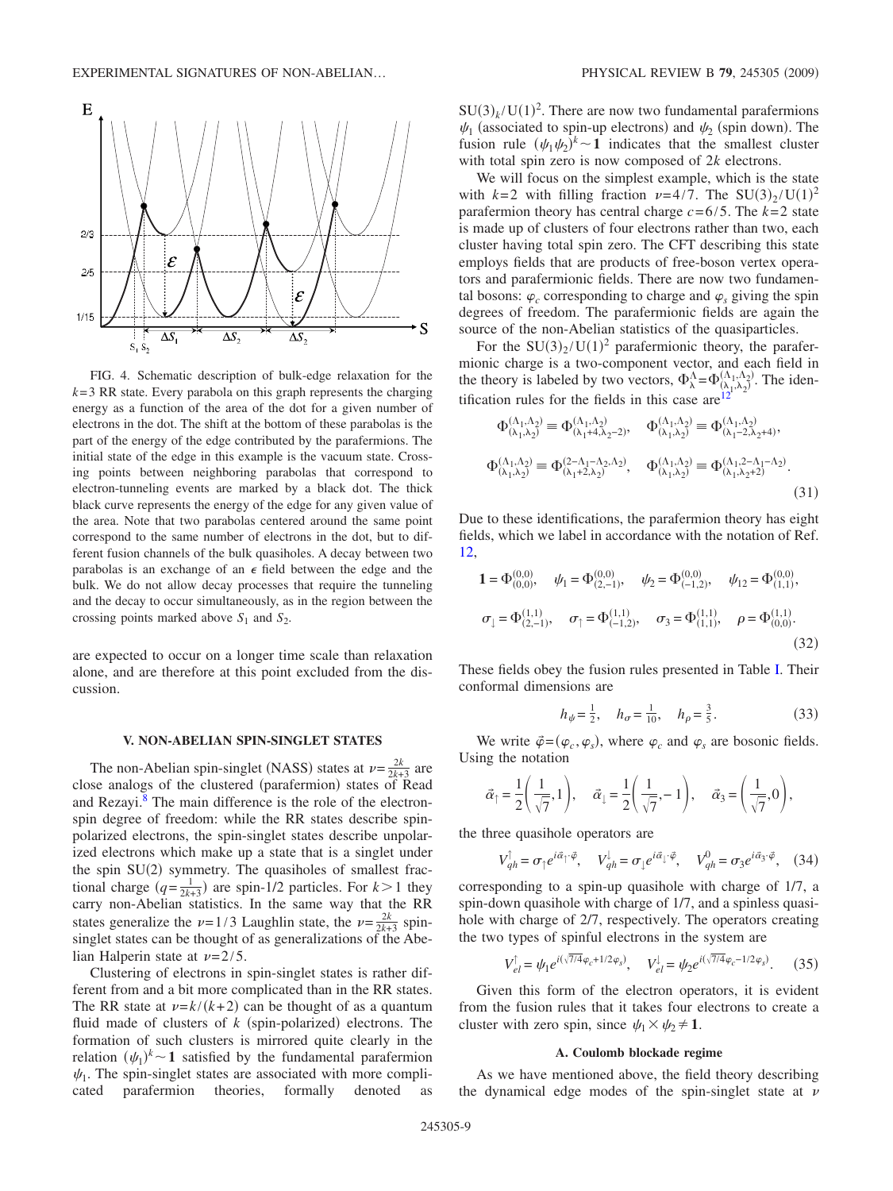FIG. 4. Schematic description of bulk-edge relaxation for the $k=3$ RR state. Every parabola on this graph represents the charging energy as a function of the area of the dot for a given number of electrons in the dot. The shift at the bottom of these parabolas is the part of the energy of the edge contributed by the parafermions. The initial state of the edge in this example is the vacuum state. Crossing points between neighboring parabolas that correspond to electron-tunneling events are marked by a black dot. The thick black curve represents the energy of the edge for any given value of the area. Note that two parabolas centered around the same point correspond to the same number of electrons in the dot, but to different fusion channels of the bulk quasiholes. A decay between two parabolas is an exchange of an $\epsilon$ field between the edge and the bulk. We do not allow decay processes that require the tunneling and the decay to occur simultaneously, as in the region between the crossing points marked above $S_1$ and $S_2$.

are expected to occur on a longer time scale than relaxation alone, and are therefore at this point excluded from the discussion.

## V. NON-ABELIAN SPIN-SINGLET STATES

The non-Abelian spin-singlet (NASS) states at $\nu=\frac{2k}{2k+3}$ are close analogs of the clustered (parafermion) states of Read and Rezayi.[8] The main difference is the role of the electron-spin degree of freedom: while the RR states describe spin-polarized electrons, the spin-singlet states describe unpolarized electrons which make up a state that is a singlet under the spin SU(2) symmetry. The quasiholes of smallest fractional charge ($q=\frac{1}{2k+3}$) are spin-1/2 particles. For $k>1$ they carry non-Abelian statistics. In the same way that the RR states generalize the $\nu=1/3$ Laughlin state, the $\nu=\frac{2k}{2k+3}$ spin-singlet states can be thought of as generalizations of the Abelian Halperin state at $\nu=2/5$.

Clustering of electrons in spin-singlet states is rather different from and a bit more complicated than in the RR states. The RR state at $\nu=k/(k+2)$ can be thought of as a quantum fluid made of clusters of $k$ (spin-polarized) electrons. The formation of such clusters is mirrored quite clearly in the relation $(\psi_1)^k\sim\mathbf{1}$ satisfied by the fundamental parafermion $\psi_1$. The spin-singlet states are associated with more complicated parafermion theories, formally denoted as $SU(3)_k/U(1)^2$. There are now two fundamental parafermions $\psi_1$ (associated to spin-up electrons) and $\psi_2$ (spin down). The fusion rule $(\psi_1\psi_2)^k\sim\mathbf{1}$ indicates that the smallest cluster with total spin zero is now composed of $2k$ electrons.

We will focus on the simplest example, which is the state with $k=2$ with filling fraction $\nu=4/7$. The $SU(3)_2/U(1)^2$ parafermion theory has central charge $c=6/5$. The $k=2$ state is made up of clusters of four electrons rather than two, each cluster having total spin zero. The CFT describing this state employs fields that are products of free-boson vertex operators and parafermionic fields. There are now two fundamental bosons: $\varphi_c$ corresponding to charge and $\varphi_s$ giving the spin degrees of freedom. The parafermionic fields are again the source of the non-Abelian statistics of the quasiparticles.

For the $SU(3)_2/U(1)^2$ parafermionic theory, the parafermionic charge is a two-component vector, and each field in the theory is labeled by two vectors, $\Phi_\lambda^\Lambda=\Phi_{(\lambda_1,\lambda_2)}^{(\Lambda_1,\Lambda_2)}$. The identification rules for the fields in this case are[12]

$$\Phi_{(\lambda_1,\lambda_2)}^{(\Lambda_1,\Lambda_2)}\equiv\Phi_{(\lambda_1+4,\lambda_2-2)}^{(\Lambda_1,\Lambda_2)},\quad \Phi_{(\lambda_1,\lambda_2)}^{(\Lambda_1,\Lambda_2)}\equiv\Phi_{(\lambda_1-2,\lambda_2+4)}^{(\Lambda_1,\Lambda_2)},$$

$$\Phi_{(\lambda_1,\lambda_2)}^{(\Lambda_1,\Lambda_2)}\equiv\Phi_{(\lambda_1+2,\lambda_2)}^{(2-\Lambda_1-\Lambda_2,\Lambda_2)},\quad \Phi_{(\lambda_1,\lambda_2)}^{(\Lambda_1,\Lambda_2)}\equiv\Phi_{(\lambda_1,\lambda_2+2)}^{(\Lambda_1,2-\Lambda_1-\Lambda_2)}. \tag{31}$$

Due to these identifications, the parafermion theory has eight fields, which we label in accordance with the notation of Ref. 12,

$$\mathbf{1}=\Phi_{(0,0)}^{(0,0)},\quad \psi_1=\Phi_{(2,-1)}^{(0,0)},\quad \psi_2=\Phi_{(-1,2)}^{(0,0)},\quad \psi_{12}=\Phi_{(1,1)}^{(0,0)},$$

$$\sigma_\downarrow=\Phi_{(2,-1)}^{(1,1)},\quad \sigma_\uparrow=\Phi_{(-1,2)}^{(1,1)},\quad \sigma_3=\Phi_{(1,1)}^{(1,1)},\quad \rho=\Phi_{(0,0)}^{(1,1)}. \tag{32}$$

These fields obey the fusion rules presented in Table I. Their conformal dimensions are

$$h_\psi=\tfrac{1}{2},\quad h_\sigma=\tfrac{1}{10},\quad h_\rho=\tfrac{3}{5}. \tag{33}$$

We write $\vec{\varphi}=(\varphi_c,\varphi_s)$, where $\varphi_c$ and $\varphi_s$ are bosonic fields. Using the notation

$$\vec{\alpha}_\uparrow=\frac{1}{2}\left(\frac{1}{\sqrt{7}},1\right),\quad \vec{\alpha}_\downarrow=\frac{1}{2}\left(\frac{1}{\sqrt{7}},-1\right),\quad \vec{\alpha}_3=\left(\frac{1}{\sqrt{7}},0\right),$$

the three quasihole operators are

$$V_{qh}^{\uparrow}=\sigma_\uparrow e^{i\vec{\alpha}_\uparrow\cdot\vec{\varphi}},\quad V_{qh}^{\downarrow}=\sigma_\downarrow e^{i\vec{\alpha}_\downarrow\cdot\vec{\varphi}},\quad V_{qh}^{0}=\sigma_3 e^{i\vec{\alpha}_3\cdot\vec{\varphi}}, \tag{34}$$

corresponding to a spin-up quasihole with charge of 1/7, a spin-down quasihole with charge of 1/7, and a spinless quasihole with charge of 2/7, respectively. The operators creating the two types of spinful electrons in the system are

$$V_{el}^{\uparrow}=\psi_1 e^{i(\sqrt{7/4}\varphi_c+1/2\varphi_s)},\quad V_{el}^{\downarrow}=\psi_2 e^{i(\sqrt{7/4}\varphi_c-1/2\varphi_s)}. \tag{35}$$

Given this form of the electron operators, it is evident from the fusion rules that it takes four electrons to create a cluster with zero spin, since $\psi_1\times\psi_2\neq\mathbf{1}$.

### A. Coulomb blockade regime

As we have mentioned above, the field theory describing the dynamical edge modes of the spin-singlet state at $\nu$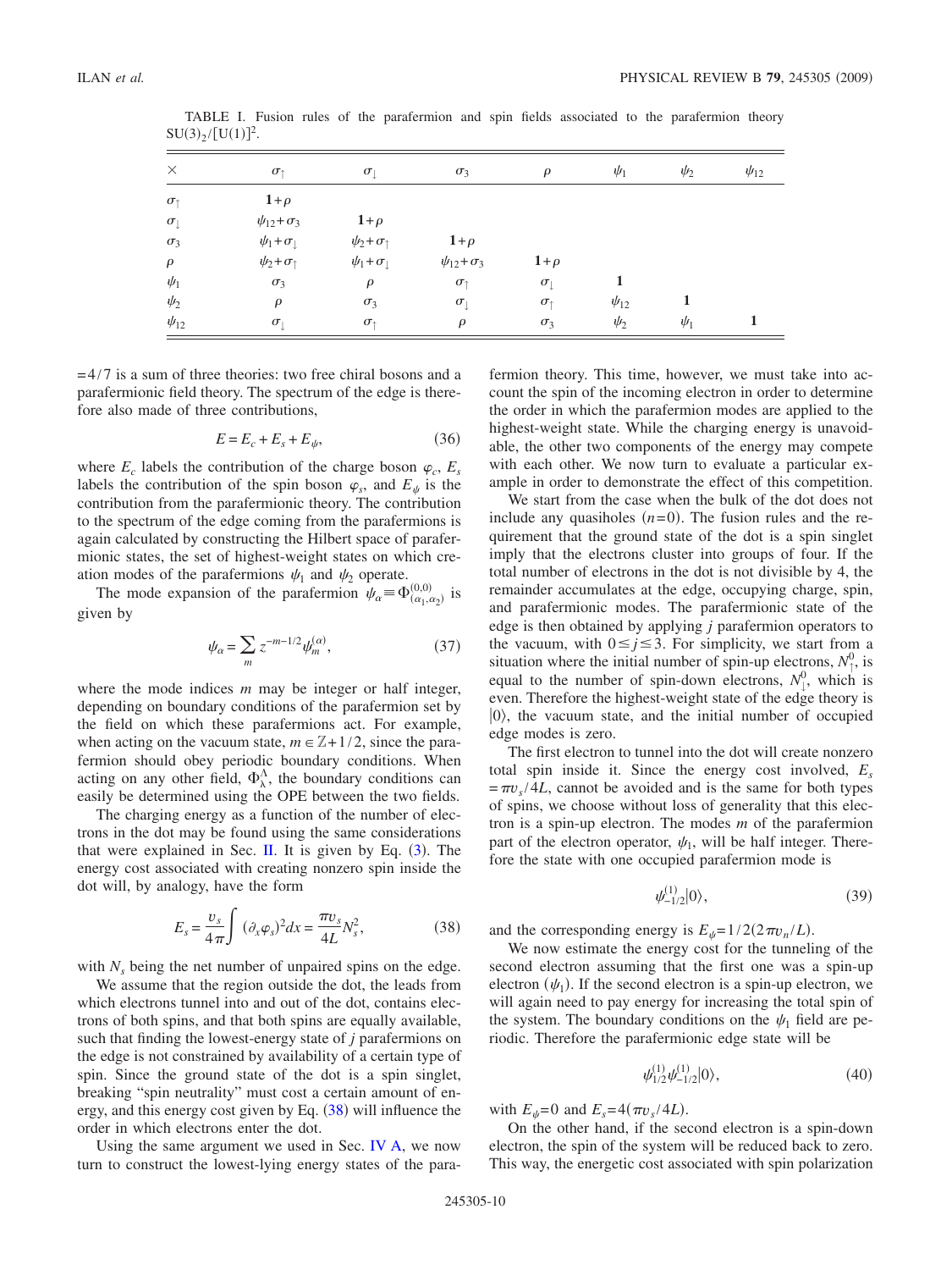TABLE I. Fusion rules of the parafermion and spin fields associated to the parafermion theory $SU(3)_2/[U(1)]^2$.

| $\times$ | $\sigma_\uparrow$ | $\sigma_\downarrow$ | $\sigma_3$ | $\rho$ | $\psi_1$ | $\psi_2$ | $\psi_{12}$ |
|---|---|---|---|---|---|---|---|
| $\sigma_\uparrow$ | $\mathbf{1}+\rho$ | | | | | | |
| $\sigma_\downarrow$ | $\psi_{12}+\sigma_3$ | $\mathbf{1}+\rho$ | | | | | |
| $\sigma_3$ | $\psi_1+\sigma_\downarrow$ | $\psi_2+\sigma_\uparrow$ | $\mathbf{1}+\rho$ | | | | |
| $\rho$ | $\psi_2+\sigma_\uparrow$ | $\psi_1+\sigma_\downarrow$ | $\psi_{12}+\sigma_3$ | $\mathbf{1}+\rho$ | | | |
| $\psi_1$ | $\sigma_3$ | $\rho$ | $\sigma_\uparrow$ | $\sigma_\downarrow$ | $\mathbf{1}$ | | |
| $\psi_2$ | $\rho$ | $\sigma_3$ | $\sigma_\downarrow$ | $\sigma_\uparrow$ | $\psi_{12}$ | $\mathbf{1}$ | |
| $\psi_{12}$ | $\sigma_\downarrow$ | $\sigma_\uparrow$ | $\rho$ | $\sigma_3$ | $\psi_2$ | $\psi_1$ | $\mathbf{1}$ |

$=4/7$ is a sum of three theories: two free chiral bosons and a parafermionic field theory. The spectrum of the edge is therefore also made of three contributions,

$$E = E_c + E_s + E_\psi, \tag{36}$$

where $E_c$ labels the contribution of the charge boson $\varphi_c$, $E_s$ labels the contribution of the spin boson $\varphi_s$, and $E_\psi$ is the contribution from the parafermionic theory. The contribution to the spectrum of the edge coming from the parafermions is again calculated by constructing the Hilbert space of parafermionic states, the set of highest-weight states on which creation modes of the parafermions $\psi_1$ and $\psi_2$ operate.

The mode expansion of the parafermion $\psi_\alpha \equiv \Phi^{(0,0)}_{(\alpha_1,\alpha_2)}$ is given by

$$\psi_\alpha = \sum_m z^{-m-1/2}\psi_m^{(\alpha)}, \tag{37}$$

where the mode indices $m$ may be integer or half integer, depending on boundary conditions of the parafermion set by the field on which these parafermions act. For example, when acting on the vacuum state, $m \in \mathbb{Z}+1/2$, since the parafermion should obey periodic boundary conditions. When acting on any other field, $\Phi^\Lambda_\lambda$, the boundary conditions can easily be determined using the OPE between the two fields.

The charging energy as a function of the number of electrons in the dot may be found using the same considerations that were explained in Sec. II. It is given by Eq. (3). The energy cost associated with creating nonzero spin inside the dot will, by analogy, have the form

$$E_s = \frac{v_s}{4\pi}\int (\partial_x \varphi_s)^2 dx = \frac{\pi v_s}{4L}N_s^2, \tag{38}$$

with $N_s$ being the net number of unpaired spins on the edge.

We assume that the region outside the dot, the leads from which electrons tunnel into and out of the dot, contains electrons of both spins, and that both spins are equally available, such that finding the lowest-energy state of $j$ parafermions on the edge is not constrained by availability of a certain type of spin. Since the ground state of the dot is a spin singlet, breaking "spin neutrality" must cost a certain amount of energy, and this energy cost given by Eq. (38) will influence the order in which electrons enter the dot.

Using the same argument we used in Sec. IV A, we now turn to construct the lowest-lying energy states of the parafermion theory. This time, however, we must take into account the spin of the incoming electron in order to determine the order in which the parafermion modes are applied to the highest-weight state. While the charging energy is unavoidable, the other two components of the energy may compete with each other. We now turn to evaluate a particular example in order to demonstrate the effect of this competition.

We start from the case when the bulk of the dot does not include any quasiholes $(n=0)$. The fusion rules and the requirement that the ground state of the dot is a spin singlet imply that the electrons cluster into groups of four. If the total number of electrons in the dot is not divisible by 4, the remainder accumulates at the edge, occupying charge, spin, and parafermionic modes. The parafermionic state of the edge is then obtained by applying $j$ parafermion operators to the vacuum, with $0 \le j \le 3$. For simplicity, we start from a situation where the initial number of spin-up electrons, $N^0_\uparrow$, is equal to the number of spin-down electrons, $N^0_\downarrow$, which is even. Therefore the highest-weight state of the edge theory is $|0\rangle$, the vacuum state, and the initial number of occupied edge modes is zero.

The first electron to tunnel into the dot will create nonzero total spin inside it. Since the energy cost involved, $E_s = \pi v_s/4L$, cannot be avoided and is the same for both types of spins, we choose without loss of generality that this electron is a spin-up electron. The modes $m$ of the parafermion part of the electron operator, $\psi_1$, will be half integer. Therefore the state with one occupied parafermion mode is

$$\psi^{(1)}_{-1/2}|0\rangle, \tag{39}$$

and the corresponding energy is $E_\psi = 1/2(2\pi v_n/L)$.

We now estimate the energy cost for the tunneling of the second electron assuming that the first one was a spin-up electron $(\psi_1)$. If the second electron is a spin-up electron, we will again need to pay energy for increasing the total spin of the system. The boundary conditions on the $\psi_1$ field are periodic. Therefore the parafermionic edge state will be

$$\psi^{(1)}_{1/2}\psi^{(1)}_{-1/2}|0\rangle, \tag{40}$$

with $E_\psi = 0$ and $E_s = 4(\pi v_s/4L)$.

On the other hand, if the second electron is a spin-down electron, the spin of the system will be reduced back to zero. This way, the energetic cost associated with spin polarization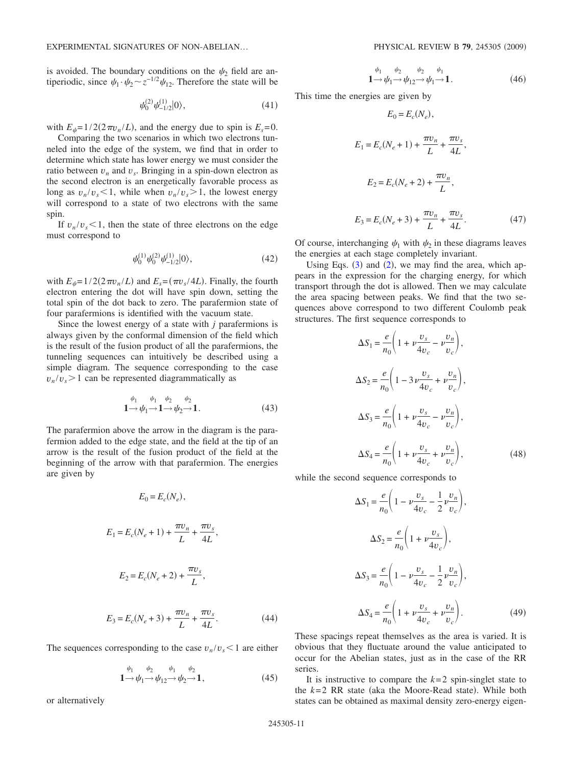is avoided. The boundary conditions on the $\psi_2$ field are antiperiodic, since $\psi_1 \cdot \psi_2 \sim z^{-1/2}\psi_{12}$. Therefore the state will be

$$\psi_0^{(2)}\psi_{-1/2}^{(1)}|0\rangle, \tag{41}$$

with $E_\psi = 1/2(2\pi v_n/L)$, and the energy due to spin is $E_s=0$.

Comparing the two scenarios in which two electrons tunneled into the edge of the system, we find that in order to determine which state has lower energy we must consider the ratio between $v_n$ and $v_s$. Bringing in a spin-down electron as the second electron is an energetically favorable process as long as $v_n/v_s<1$, while when $v_n/v_s>1$, the lowest energy will correspond to a state of two electrons with the same spin.

If $v_n/v_s<1$, then the state of three electrons on the edge must correspond to

$$\psi_0^{(1)}\psi_0^{(2)}\psi_{-1/2}^{(1)}|0\rangle, \tag{42}$$

with $E_\psi = 1/2(2\pi v_n/L)$ and $E_s = (\pi v_s/4L)$. Finally, the fourth electron entering the dot will have spin down, setting the total spin of the dot back to zero. The parafermion state of four parafermions is identified with the vacuum state.

Since the lowest energy of a state with $j$ parafermions is always given by the conformal dimension of the field which is the result of the fusion product of all the parafermions, the tunneling sequences can intuitively be described using a simple diagram. The sequence corresponding to the case $v_n/v_s>1$ can be represented diagrammatically as

$$\mathbf{1} \xrightarrow{\psi_1} \psi_1 \xrightarrow{\psi_1} \mathbf{1} \xrightarrow{\psi_2} \psi_2 \xrightarrow{\psi_2} \mathbf{1}. \tag{43}$$

The parafermion above the arrow in the diagram is the parafermion added to the edge state, and the field at the tip of an arrow is the result of the fusion product of the field at the beginning of the arrow with that parafermion. The energies are given by

$$E_0 = E_c(N_e),$$

$$E_1 = E_c(N_e+1) + \frac{\pi v_n}{L} + \frac{\pi v_s}{4L},$$

$$E_2 = E_c(N_e+2) + \frac{\pi v_s}{L},$$

$$E_3 = E_c(N_e+3) + \frac{\pi v_n}{L} + \frac{\pi v_s}{4L}. \tag{44}$$

The sequences corresponding to the case $v_n/v_s<1$ are either

$$\mathbf{1} \xrightarrow{\psi_1} \psi_1 \xrightarrow{\psi_2} \psi_{12} \xrightarrow{\psi_1} \psi_2 \xrightarrow{\psi_2} \mathbf{1}, \tag{45}$$

or alternatively

$$\mathbf{1} \xrightarrow{\psi_1} \psi_1 \xrightarrow{\psi_2} \psi_{12} \xrightarrow{\psi_2} \psi_1 \xrightarrow{\psi_1} \mathbf{1}. \tag{46}$$

This time the energies are given by

$$E_0 = E_c(N_e),$$

$$E_1 = E_c(N_e+1) + \frac{\pi v_n}{L} + \frac{\pi v_s}{4L},$$

$$E_2 = E_c(N_e+2) + \frac{\pi v_n}{L},$$

$$E_3 = E_c(N_e+3) + \frac{\pi v_n}{L} + \frac{\pi v_s}{4L}. \tag{47}$$

Of course, interchanging $\psi_1$ with $\psi_2$ in these diagrams leaves the energies at each stage completely invariant.

Using Eqs. (3) and (2), we may find the area, which appears in the expression for the charging energy, for which transport through the dot is allowed. Then we may calculate the area spacing between peaks. We find that the two sequences above correspond to two different Coulomb peak structures. The first sequence corresponds to

$$\Delta S_1 = \frac{e}{n_0}\left(1 + \nu\frac{v_s}{4v_c} - \nu\frac{v_n}{v_c}\right),$$

$$\Delta S_2 = \frac{e}{n_0}\left(1 - 3\nu\frac{v_s}{4v_c} + \nu\frac{v_n}{v_c}\right),$$

$$\Delta S_3 = \frac{e}{n_0}\left(1 + \nu\frac{v_s}{4v_c} - \nu\frac{v_n}{v_c}\right),$$

$$\Delta S_4 = \frac{e}{n_0}\left(1 + \nu\frac{v_s}{4v_c} + \nu\frac{v_n}{v_c}\right), \tag{48}$$

while the second sequence corresponds to

$$\Delta S_1 = \frac{e}{n_0}\left(1 - \nu\frac{v_s}{4v_c} - \frac{1}{2}\nu\frac{v_n}{v_c}\right),$$

$$\Delta S_2 = \frac{e}{n_0}\left(1 + \nu\frac{v_s}{4v_c}\right),$$

$$\Delta S_3 = \frac{e}{n_0}\left(1 - \nu\frac{v_s}{4v_c} - \frac{1}{2}\nu\frac{v_n}{v_c}\right),$$

$$\Delta S_4 = \frac{e}{n_0}\left(1 + \nu\frac{v_s}{4v_c} + \nu\frac{v_n}{v_c}\right). \tag{49}$$

These spacings repeat themselves as the area is varied. It is obvious that they fluctuate around the value anticipated to occur for the Abelian states, just as in the case of the RR series.

It is instructive to compare the $k=2$ spin-singlet state to the $k=2$ RR state (aka the Moore-Read state). While both states can be obtained as maximal density zero-energy eigen-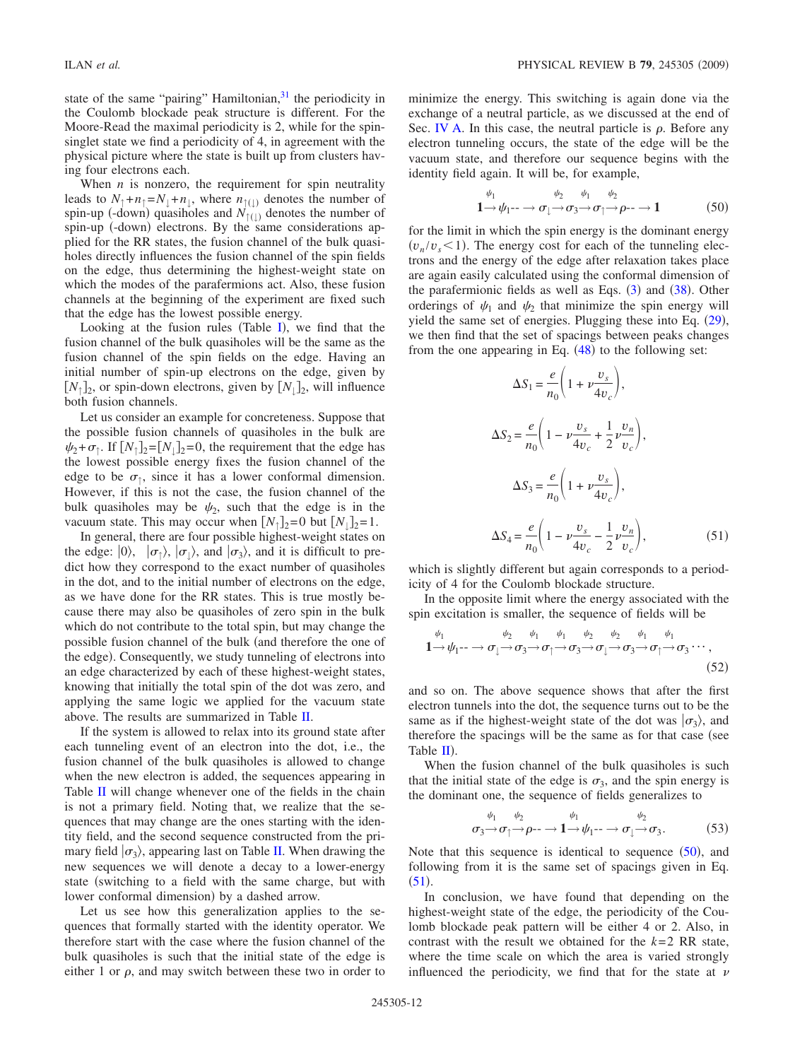state of the same "pairing" Hamiltonian,[31] the periodicity in the Coulomb blockade peak structure is different. For the Moore-Read the maximal periodicity is 2, while for the spin-singlet state we find a periodicity of 4, in agreement with the physical picture where the state is built up from clusters having four electrons each.

When $n$ is nonzero, the requirement for spin neutrality leads to $N_\uparrow + n_\uparrow = N_\downarrow + n_\downarrow$, where $n_{\uparrow(\downarrow)}$ denotes the number of spin-up (-down) quasiholes and $N_{\uparrow(\downarrow)}$ denotes the number of spin-up (-down) electrons. By the same considerations applied for the RR states, the fusion channel of the bulk quasiholes directly influences the fusion channel of the spin fields on the edge, thus determining the highest-weight state on which the modes of the parafermions act. Also, these fusion channels at the beginning of the experiment are fixed such that the edge has the lowest possible energy.

Looking at the fusion rules (Table I), we find that the fusion channel of the bulk quasiholes will be the same as the fusion channel of the spin fields on the edge. Having an initial number of spin-up electrons on the edge, given by $[N_\uparrow]_2$, or spin-down electrons, given by $[N_\downarrow]_2$, will influence both fusion channels.

Let us consider an example for concreteness. Suppose that the possible fusion channels of quasiholes in the bulk are $\psi_2 + \sigma_\uparrow$. If $[N_\uparrow]_2 = [N_\downarrow]_2 = 0$, the requirement that the edge has the lowest possible energy fixes the fusion channel of the edge to be $\sigma_\uparrow$, since it has a lower conformal dimension. However, if this is not the case, the fusion channel of the bulk quasiholes may be $\psi_2$, such that the edge is in the vacuum state. This may occur when $[N_\uparrow]_2 = 0$ but $[N_\downarrow]_2 = 1$.

In general, there are four possible highest-weight states on the edge: $|0\rangle$, $|\sigma_\uparrow\rangle$, $|\sigma_\downarrow\rangle$, and $|\sigma_3\rangle$, and it is difficult to predict how they correspond to the exact number of quasiholes in the dot, and to the initial number of electrons on the edge, as we have done for the RR states. This is true mostly because there may also be quasiholes of zero spin in the bulk which do not contribute to the total spin, but may change the possible fusion channel of the bulk (and therefore the one of the edge). Consequently, we study tunneling of electrons into an edge characterized by each of these highest-weight states, knowing that initially the total spin of the dot was zero, and applying the same logic we applied for the vacuum state above. The results are summarized in Table II.

If the system is allowed to relax into its ground state after each tunneling event of an electron into the dot, i.e., the fusion channel of the bulk quasiholes is allowed to change when the new electron is added, the sequences appearing in Table II will change whenever one of the fields in the chain is not a primary field. Noting that, we realize that the sequences that may change are the ones starting with the identity field, and the second sequence constructed from the primary field $|\sigma_3\rangle$, appearing last on Table II. When drawing the new sequences we will denote a decay to a lower-energy state (switching to a field with the same charge, but with lower conformal dimension) by a dashed arrow.

Let us see how this generalization applies to the sequences that formally started with the identity operator. We therefore start with the case where the fusion channel of the bulk quasiholes is such that the initial state of the edge is either $\mathbf{1}$ or $\rho$, and may switch between these two in order to minimize the energy. This switching is again done via the exchange of a neutral particle, as we discussed at the end of Sec. IV A. In this case, the neutral particle is $\rho$. Before any electron tunneling occurs, the state of the edge will be the vacuum state, and therefore our sequence begins with the identity field again. It will be, for example,

$$\mathbf{1} \xrightarrow{\psi_1} \psi_1 \dashrightarrow \sigma_\downarrow \xrightarrow{\psi_2} \sigma_3 \xrightarrow{\psi_1} \sigma_\uparrow \xrightarrow{\psi_2} \rho \dashrightarrow \mathbf{1} \tag{50}$$

for the limit in which the spin energy is the dominant energy ($v_n/v_s < 1$). The energy cost for each of the tunneling electrons and the energy of the edge after relaxation takes place are again easily calculated using the conformal dimension of the parafermionic fields as well as Eqs. (3) and (38). Other orderings of $\psi_1$ and $\psi_2$ that minimize the spin energy will yield the same set of energies. Plugging these into Eq. (29), we then find that the set of spacings between peaks changes from the one appearing in Eq. (48) to the following set:

$$\Delta S_1 = \frac{e}{n_0}\left(1 + \nu\frac{v_s}{4v_c}\right),$$

$$\Delta S_2 = \frac{e}{n_0}\left(1 - \nu\frac{v_s}{4v_c} + \frac{1}{2}\nu\frac{v_n}{v_c}\right),$$

$$\Delta S_3 = \frac{e}{n_0}\left(1 + \nu\frac{v_s}{4v_c}\right),$$

$$\Delta S_4 = \frac{e}{n_0}\left(1 - \nu\frac{v_s}{4v_c} - \frac{1}{2}\nu\frac{v_n}{v_c}\right), \tag{51}$$

which is slightly different but again corresponds to a periodicity of 4 for the Coulomb blockade structure.

In the opposite limit where the energy associated with the spin excitation is smaller, the sequence of fields will be

$$\mathbf{1} \xrightarrow{\psi_1} \psi_1 \dashrightarrow \sigma_\downarrow \xrightarrow{\psi_2} \sigma_3 \xrightarrow{\psi_1} \sigma_\uparrow \xrightarrow{\psi_1} \sigma_3 \xrightarrow{\psi_2} \sigma_\downarrow \xrightarrow{\psi_2} \sigma_3 \xrightarrow{\psi_1} \sigma_\uparrow \xrightarrow{\psi_1} \sigma_3 \cdots, \tag{52}$$

and so on. The above sequence shows that after the first electron tunnels into the dot, the sequence turns out to be the same as if the highest-weight state of the dot was $|\sigma_3\rangle$, and therefore the spacings will be the same as for that case (see Table II).

When the fusion channel of the bulk quasiholes is such that the initial state of the edge is $\sigma_3$, and the spin energy is the dominant one, the sequence of fields generalizes to

$$\sigma_3 \xrightarrow{\psi_1} \sigma_\uparrow \xrightarrow{\psi_2} \rho \dashrightarrow \mathbf{1} \xrightarrow{\psi_1} \psi_1 \dashrightarrow \sigma_\downarrow \xrightarrow{\psi_2} \sigma_3. \tag{53}$$

Note that this sequence is identical to sequence (50), and following from it is the same set of spacings given in Eq. (51).

In conclusion, we have found that depending on the highest-weight state of the edge, the periodicity of the Coulomb blockade peak pattern will be either 4 or 2. Also, in contrast with the result we obtained for the $k=2$ RR state, where the time scale on which the area is varied strongly influenced the periodicity, we find that for the state at $\nu$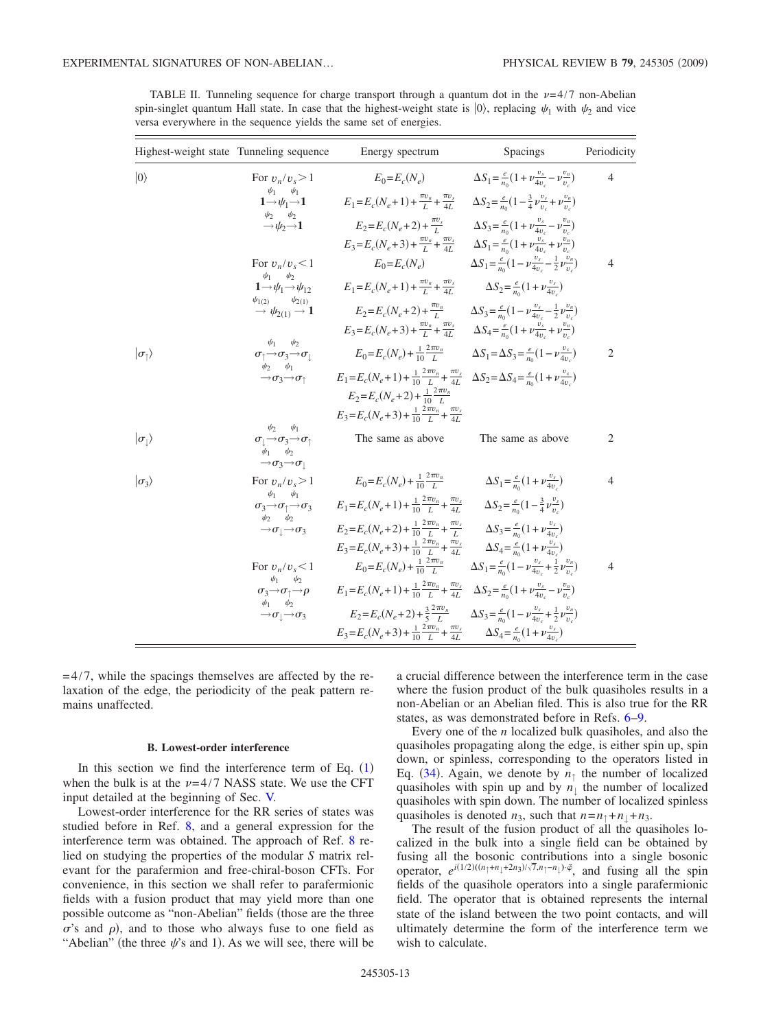TABLE II. Tunneling sequence for charge transport through a quantum dot in the $\nu=4/7$ non-Abelian spin-singlet quantum Hall state. In case that the highest-weight state is $|0\rangle$, replacing $\psi_1$ with $\psi_2$ and vice versa everywhere in the sequence yields the same set of energies.

| Highest-weight state | Tunneling sequence | Energy spectrum | Spacings | Periodicity |
|---|---|---|---|---|
| $\vert 0\rangle$ | For $v_n/v_s>1$ $\mathbf{1}\xrightarrow{\psi_1}\psi_1\xrightarrow{\psi_1}\mathbf{1}$ $\xrightarrow{\psi_2}\psi_2\xrightarrow{\psi_2}\mathbf{1}$ | $E_0=E_c(N_e)$ <br> $E_1=E_c(N_e+1)+\frac{\pi v_n}{L}+\frac{\pi v_s}{4L}$ <br> $E_2=E_c(N_e+2)+\frac{\pi v_s}{L}$ <br> $E_3=E_c(N_e+3)+\frac{\pi v_n}{L}+\frac{\pi v_s}{4L}$ | $\Delta S_1=\frac{e}{n_0}(1+\nu\frac{v_s}{4v_c}-\nu\frac{v_n}{v_c})$ <br> $\Delta S_2=\frac{e}{n_0}(1-\frac{3}{4}\nu\frac{v_s}{v_c}+\nu\frac{v_n}{v_c})$ <br> $\Delta S_3=\frac{e}{n_0}(1+\nu\frac{v_s}{4v_c}-\nu\frac{v_n}{v_c})$ <br> $\Delta S_1=\frac{e}{n_0}(1+\nu\frac{v_s}{4v_c}+\nu\frac{v_n}{v_c})$ | 4 |
| | For $v_n/v_s<1$ $\mathbf{1}\xrightarrow{\psi_1}\psi_1\xrightarrow{\psi_2}\psi_{12}$ $\xrightarrow{\psi_{1(2)}}\psi_{2(1)}\xrightarrow{\psi_{2(1)}}\mathbf{1}$ | $E_0=E_c(N_e)$ <br> $E_1=E_c(N_e+1)+\frac{\pi v_n}{L}+\frac{\pi v_s}{4L}$ <br> $E_2=E_c(N_e+2)+\frac{\pi v_n}{L}$ <br> $E_3=E_c(N_e+3)+\frac{\pi v_n}{L}+\frac{\pi v_s}{4L}$ | $\Delta S_1=\frac{e}{n_0}(1-\nu\frac{v_s}{4v_c}-\frac{1}{2}\nu\frac{v_n}{v_c})$ <br> $\Delta S_2=\frac{e}{n_0}(1+\nu\frac{v_s}{4v_c})$ <br> $\Delta S_3=\frac{e}{n_0}(1-\nu\frac{v_s}{4v_c}-\frac{1}{2}\nu\frac{v_n}{v_c})$ <br> $\Delta S_4=\frac{e}{n_0}(1+\nu\frac{v_s}{4v_c}+\nu\frac{v_n}{v_c})$ | 4 |
| $\vert\sigma_\uparrow\rangle$ | $\sigma_\uparrow\xrightarrow{\psi_1}\sigma_3\xrightarrow{\psi_2}\sigma_\downarrow$ $\xrightarrow{\psi_2}\sigma_3\xrightarrow{\psi_1}\sigma_\uparrow$ | $E_0=E_c(N_e)+\frac{1}{10}\frac{2\pi v_n}{L}$ <br> $E_1=E_c(N_e+1)+\frac{1}{10}\frac{2\pi v_n}{L}+\frac{\pi v_s}{4L}$ <br> $E_2=E_c(N_e+2)+\frac{1}{10}\frac{2\pi v_n}{L}$ <br> $E_3=E_c(N_e+3)+\frac{1}{10}\frac{2\pi v_n}{L}+\frac{\pi v_s}{4L}$ | $\Delta S_1=\Delta S_3=\frac{e}{n_0}(1-\nu\frac{v_s}{4v_c})$ <br> $\Delta S_2=\Delta S_4=\frac{e}{n_0}(1+\nu\frac{v_s}{4v_c})$ | 2 |
| $\vert\sigma_\downarrow\rangle$ | $\sigma_\downarrow\xrightarrow{\psi_2}\sigma_3\xrightarrow{\psi_1}\sigma_\uparrow$ $\xrightarrow{\psi_1}\sigma_3\xrightarrow{\psi_2}\sigma_\downarrow$ | The same as above | The same as above | 2 |
| $\vert\sigma_3\rangle$ | For $v_n/v_s>1$ $\sigma_3\xrightarrow{\psi_1}\sigma_\uparrow\xrightarrow{\psi_1}\sigma_3$ $\xrightarrow{\psi_2}\sigma_\downarrow\xrightarrow{\psi_2}\sigma_3$ | $E_0=E_c(N_e)+\frac{1}{10}\frac{2\pi v_n}{L}$ <br> $E_1=E_c(N_e+1)+\frac{1}{10}\frac{2\pi v_n}{L}+\frac{\pi v_s}{4L}$ <br> $E_2=E_c(N_e+2)+\frac{1}{10}\frac{2\pi v_n}{L}+\frac{\pi v_s}{L}$ <br> $E_3=E_c(N_e+3)+\frac{1}{10}\frac{2\pi v_n}{L}+\frac{\pi v_s}{4L}$ | $\Delta S_1=\frac{e}{n_0}(1+\nu\frac{v_s}{4v_c})$ <br> $\Delta S_2=\frac{e}{n_0}(1-\frac{3}{4}\nu\frac{v_s}{v_c})$ <br> $\Delta S_3=\frac{e}{n_0}(1+\nu\frac{v_s}{4v_c})$ <br> $\Delta S_4=\frac{e}{n_0}(1+\nu\frac{v_s}{4v_c})$ | 4 |
| | For $v_n/v_s<1$ $\sigma_3\xrightarrow{\psi_1}\sigma_\uparrow\xrightarrow{\psi_2}\rho$ $\xrightarrow{\psi_1}\sigma_\downarrow\xrightarrow{\psi_2}\sigma_3$ | $E_0=E_c(N_e)+\frac{1}{10}\frac{2\pi v_n}{L}$ <br> $E_1=E_c(N_e+1)+\frac{1}{10}\frac{2\pi v_n}{L}+\frac{\pi v_s}{4L}$ <br> $E_2=E_c(N_e+2)+\frac{3}{5}\frac{2\pi v_n}{L}$ <br> $E_3=E_c(N_e+3)+\frac{1}{10}\frac{2\pi v_n}{L}+\frac{\pi v_s}{4L}$ | $\Delta S_1=\frac{e}{n_0}(1-\nu\frac{v_s}{4v_c}+\frac{1}{2}\nu\frac{v_n}{v_c})$ <br> $\Delta S_2=\frac{e}{n_0}(1+\nu\frac{v_s}{4v_c}-\nu\frac{v_n}{v_c})$ <br> $\Delta S_3=\frac{e}{n_0}(1-\nu\frac{v_s}{4v_c}+\frac{1}{2}\nu\frac{v_n}{v_c})$ <br> $\Delta S_4=\frac{e}{n_0}(1+\nu\frac{v_s}{4v_c})$ | 4 |

$=4/7$, while the spacings themselves are affected by the relaxation of the edge, the periodicity of the peak pattern remains unaffected.

### B. Lowest-order interference

In this section we find the interference term of Eq. (1) when the bulk is at the $\nu=4/7$ NASS state. We use the CFT input detailed at the beginning of Sec. V.

Lowest-order interference for the RR series of states was studied before in Ref. 8, and a general expression for the interference term was obtained. The approach of Ref. 8 relied on studying the properties of the modular $S$ matrix relevant for the parafermion and free-chiral-boson CFTs. For convenience, in this section we shall refer to parafermionic fields with a fusion product that may yield more than one possible outcome as "non-Abelian" fields (those are the three $\sigma$'s and $\rho$), and to those who always fuse to one field as "Abelian" (the three $\psi$'s and 1). As we will see, there will be a crucial difference between the interference term in the case where the fusion product of the bulk quasiholes results in a non-Abelian or an Abelian filed. This is also true for the RR states, as was demonstrated before in Refs. 6–9.

Every one of the $n$ localized bulk quasiholes, and also the quasiholes propagating along the edge, is either spin up, spin down, or spinless, corresponding to the operators listed in Eq. (34). Again, we denote by $n_\uparrow$ the number of localized quasiholes with spin up and by $n_\downarrow$ the number of localized quasiholes with spin down. The number of localized spinless quasiholes is denoted $n_3$, such that $n=n_\uparrow+n_\downarrow+n_3$.

The result of the fusion product of all the quasiholes localized in the bulk into a single field can be obtained by fusing all the bosonic contributions into a single bosonic operator, $e^{i(1/2)((n_\uparrow+n_\downarrow+2n_3)/\sqrt{7},n_\uparrow-n_\downarrow)\cdot\vec{\varphi}}$, and fusing all the spin fields of the quasihole operators into a single parafermionic field. The operator that is obtained represents the internal state of the island between the two point contacts, and will ultimately determine the form of the interference term we wish to calculate.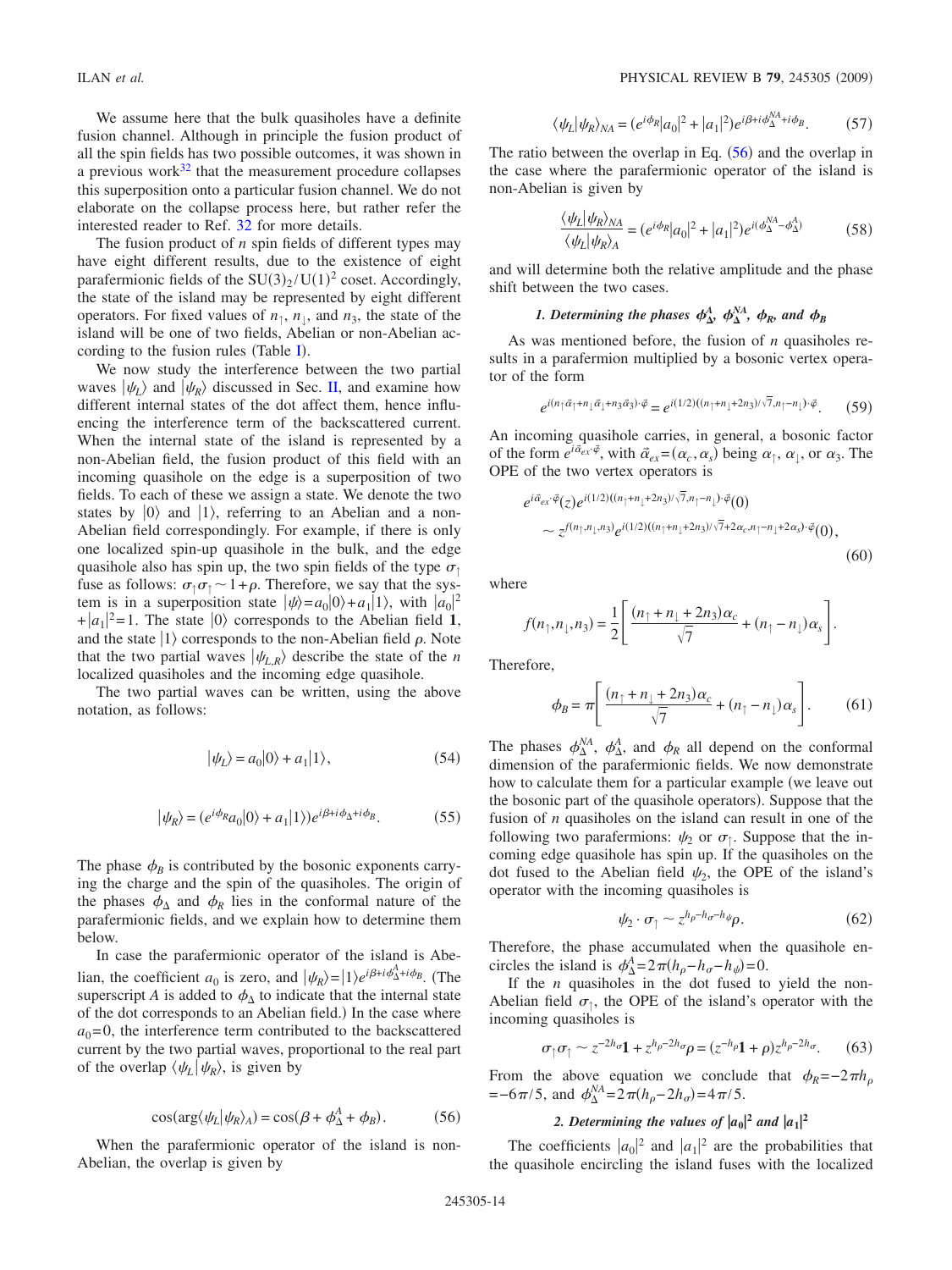We assume here that the bulk quasiholes have a definite fusion channel. Although in principle the fusion product of all the spin fields has two possible outcomes, it was shown in a previous work[32] that the measurement procedure collapses this superposition onto a particular fusion channel. We do not elaborate on the collapse process here, but rather refer the interested reader to Ref. 32 for more details.

The fusion product of $n$ spin fields of different types may have eight different results, due to the existence of eight parafermionic fields of the $SU(3)_2/U(1)^2$ coset. Accordingly, the state of the island may be represented by eight different operators. For fixed values of $n_\uparrow$, $n_\downarrow$, and $n_3$, the state of the island will be one of two fields, Abelian or non-Abelian according to the fusion rules (Table I).

We now study the interference between the two partial waves $|\psi_L\rangle$ and $|\psi_R\rangle$ discussed in Sec. II, and examine how different internal states of the dot affect them, hence influencing the interference term of the backscattered current. When the internal state of the island is represented by a non-Abelian field, the fusion product of this field with an incoming quasihole on the edge is a superposition of two fields. To each of these we assign a state. We denote the two states by $|0\rangle$ and $|1\rangle$, referring to an Abelian and a non-Abelian field correspondingly. For example, if there is only one localized spin-up quasihole in the bulk, and the edge quasihole also has spin up, the two spin fields of the type $\sigma_\uparrow$ fuse as follows: $\sigma_\uparrow\sigma_\uparrow \sim 1+\rho$. Therefore, we say that the system is in a superposition state $|\psi\rangle = a_0|0\rangle + a_1|1\rangle$, with $|a_0|^2 + |a_1|^2 = 1$. The state $|0\rangle$ corresponds to the Abelian field $\mathbf{1}$, and the state $|1\rangle$ corresponds to the non-Abelian field $\rho$. Note that the two partial waves $|\psi_{L,R}\rangle$ describe the state of the $n$ localized quasiholes and the incoming edge quasihole.

The two partial waves can be written, using the above notation, as follows:

$$|\psi_L\rangle = a_0|0\rangle + a_1|1\rangle, \tag{54}$$

$$|\psi_R\rangle = (e^{i\phi_R}a_0|0\rangle + a_1|1\rangle)e^{i\beta + i\phi_\Delta + i\phi_B}. \tag{55}$$

The phase $\phi_B$ is contributed by the bosonic exponents carrying the charge and the spin of the quasiholes. The origin of the phases $\phi_\Delta$ and $\phi_R$ lies in the conformal nature of the parafermionic fields, and we explain how to determine them below.

In case the parafermionic operator of the island is Abelian, the coefficient $a_0$ is zero, and $|\psi_R\rangle = |1\rangle e^{i\beta + i\phi_\Delta^A + i\phi_B}$. (The superscript $A$ is added to $\phi_\Delta$ to indicate that the internal state of the dot corresponds to an Abelian field.) In the case where $a_0 = 0$, the interference term contributed to the backscattered current by the two partial waves, proportional to the real part of the overlap $\langle\psi_L|\psi_R\rangle$, is given by

$$\cos(\arg\langle\psi_L|\psi_R\rangle_A) = \cos(\beta + \phi_\Delta^A + \phi_B). \tag{56}$$

When the parafermionic operator of the island is non-Abelian, the overlap is given by

$$\langle\psi_L|\psi_R\rangle_{NA} = (e^{i\phi_R}|a_0|^2 + |a_1|^2)e^{i\beta + i\phi_\Delta^{NA} + i\phi_B}. \tag{57}$$

The ratio between the overlap in Eq. (56) and the overlap in the case where the parafermionic operator of the island is non-Abelian is given by

$$\frac{\langle\psi_L|\psi_R\rangle_{NA}}{\langle\psi_L|\psi_R\rangle_A} = (e^{i\phi_R}|a_0|^2 + |a_1|^2)e^{i(\phi_\Delta^{NA} - \phi_\Delta^A)} \tag{58}$$

and will determine both the relative amplitude and the phase shift between the two cases.

### 1. Determining the phases $\phi_\Delta^A$, $\phi_\Delta^{NA}$, $\phi_R$, and $\phi_B$

As was mentioned before, the fusion of $n$ quasiholes results in a parafermion multiplied by a bosonic vertex operator of the form

$$e^{i(n_\uparrow\vec{\alpha}_\uparrow + n_\downarrow\vec{\alpha}_\downarrow + n_3\vec{\alpha}_3)\cdot\vec{\varphi}} = e^{i(1/2)((n_\uparrow + n_\downarrow + 2n_3)/\sqrt{7}, n_\uparrow - n_\downarrow)\cdot\vec{\varphi}}. \tag{59}$$

An incoming quasihole carries, in general, a bosonic factor of the form $e^{i\vec{\alpha}_{ex}\cdot\vec{\varphi}}$, with $\vec{\alpha}_{ex} = (\alpha_c, \alpha_s)$ being $\alpha_\uparrow$, $\alpha_\downarrow$, or $\alpha_3$. The OPE of the two vertex operators is

$$\begin{aligned}
&e^{i\vec{\alpha}_{ex}\cdot\vec{\varphi}}(z)e^{i(1/2)((n_\uparrow + n_\downarrow + 2n_3)/\sqrt{7}, n_\uparrow - n_\downarrow)\cdot\vec{\varphi}}(0) \\
&\quad\sim z^{f(n_\uparrow, n_\downarrow, n_3)}e^{i(1/2)((n_\uparrow + n_\downarrow + 2n_3)/\sqrt{7} + 2\alpha_c, n_\uparrow - n_\downarrow + 2\alpha_s)\cdot\vec{\varphi}}(0),
\end{aligned} \tag{60}$$

where

$$f(n_\uparrow, n_\downarrow, n_3) = \frac{1}{2}\left[\frac{(n_\uparrow + n_\downarrow + 2n_3)\alpha_c}{\sqrt{7}} + (n_\uparrow - n_\downarrow)\alpha_s\right].$$

Therefore,

$$\phi_B = \pi\left[\frac{(n_\uparrow + n_\downarrow + 2n_3)\alpha_c}{\sqrt{7}} + (n_\uparrow - n_\downarrow)\alpha_s\right]. \tag{61}$$

The phases $\phi_\Delta^{NA}$, $\phi_\Delta^A$, and $\phi_R$ all depend on the conformal dimension of the parafermionic fields. We now demonstrate how to calculate them for a particular example (we leave out the bosonic part of the quasihole operators). Suppose that the fusion of $n$ quasiholes on the island can result in one of the following two parafermions: $\psi_2$ or $\sigma_\uparrow$. Suppose that the incoming edge quasihole has spin up. If the quasiholes on the dot fused to the Abelian field $\psi_2$, the OPE of the island's operator with the incoming quasiholes is

$$\psi_2 \cdot \sigma_\uparrow \sim z^{h_\rho - h_\sigma - h_\psi}\rho. \tag{62}$$

Therefore, the phase accumulated when the quasihole encircles the island is $\phi_\Delta^A = 2\pi(h_\rho - h_\sigma - h_\psi) = 0$.

If the $n$ quasiholes in the dot fused to yield the non-Abelian field $\sigma_\uparrow$, the OPE of the island's operator with the incoming quasiholes is

$$\sigma_\uparrow\sigma_\uparrow \sim z^{-2h_\sigma}\mathbf{1} + z^{h_\rho - 2h_\sigma}\rho = (z^{-h_\rho}\mathbf{1} + \rho)z^{h_\rho - 2h_\sigma}. \tag{63}$$

From the above equation we conclude that $\phi_R = -2\pi h_\rho = -6\pi/5$, and $\phi_\Delta^{NA} = 2\pi(h_\rho - 2h_\sigma) = 4\pi/5$.

### 2. Determining the values of $|a_0|^2$ and $|a_1|^2$

The coefficients $|a_0|^2$ and $|a_1|^2$ are the probabilities that the quasihole encircling the island fuses with the localized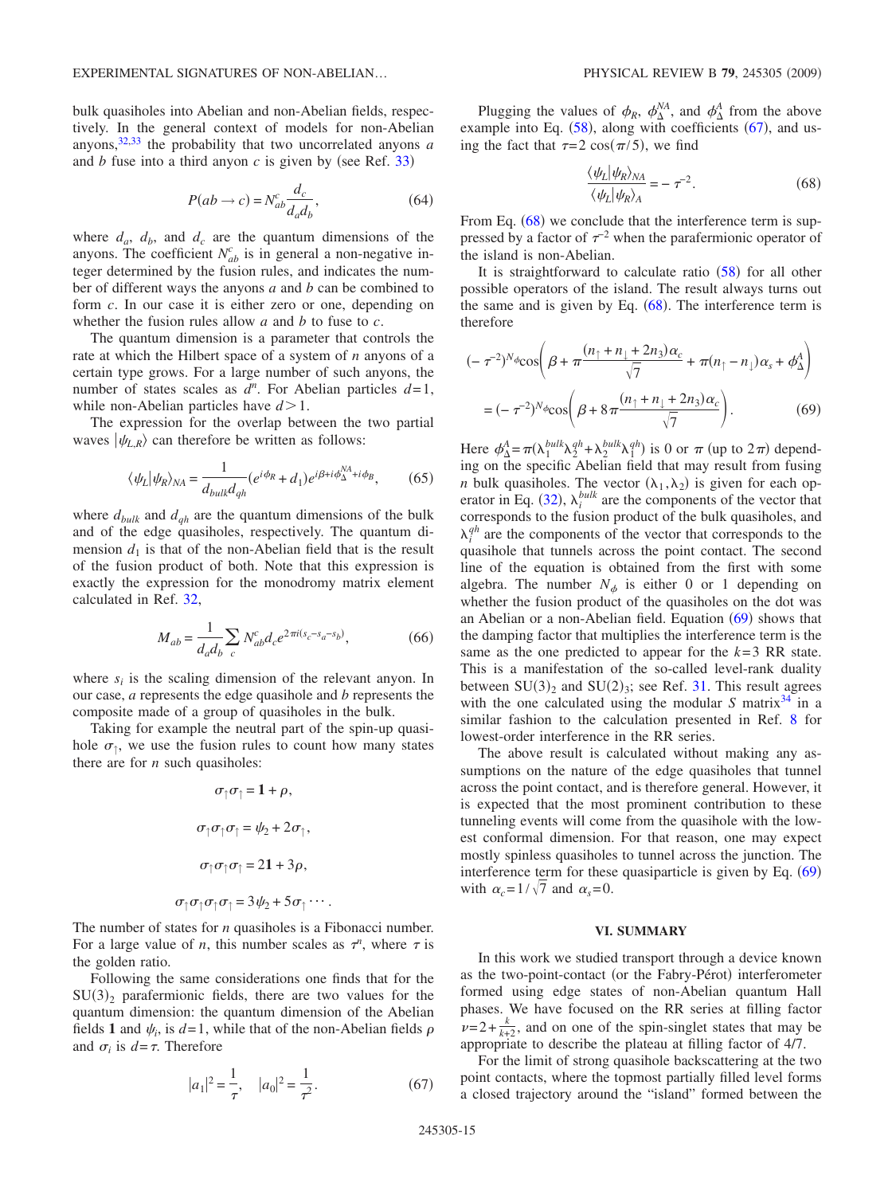bulk quasiholes into Abelian and non-Abelian fields, respectively. In the general context of models for non-Abelian anyons,[32,33] the probability that two uncorrelated anyons $a$ and $b$ fuse into a third anyon $c$ is given by (see Ref. 33)

$$P(ab \to c) = N_{ab}^{c} \frac{d_c}{d_a d_b}, \tag{64}$$

where $d_a$, $d_b$, and $d_c$ are the quantum dimensions of the anyons. The coefficient $N_{ab}^{c}$ is in general a non-negative integer determined by the fusion rules, and indicates the number of different ways the anyons $a$ and $b$ can be combined to form $c$. In our case it is either zero or one, depending on whether the fusion rules allow $a$ and $b$ to fuse to $c$.

The quantum dimension is a parameter that controls the rate at which the Hilbert space of a system of $n$ anyons of a certain type grows. For a large number of such anyons, the number of states scales as $d^n$. For Abelian particles $d=1$, while non-Abelian particles have $d>1$.

The expression for the overlap between the two partial waves $|\psi_{L,R}\rangle$ can therefore be written as follows:

$$\langle \psi_L | \psi_R \rangle_{NA} = \frac{1}{d_{bulk} d_{qh}} (e^{i\phi_R} + d_1) e^{i\beta + i\phi_\Delta^{NA} + i\phi_B}, \tag{65}$$

where $d_{bulk}$ and $d_{qh}$ are the quantum dimensions of the bulk and of the edge quasiholes, respectively. The quantum dimension $d_1$ is that of the non-Abelian field that is the result of the fusion product of both. Note that this expression is exactly the expression for the monodromy matrix element calculated in Ref. 32,

$$M_{ab} = \frac{1}{d_a d_b} \sum_c N_{ab}^{c} d_c e^{2\pi i (s_c - s_a - s_b)}, \tag{66}$$

where $s_i$ is the scaling dimension of the relevant anyon. In our case, $a$ represents the edge quasihole and $b$ represents the composite made of a group of quasiholes in the bulk.

Taking for example the neutral part of the spin-up quasihole $\sigma_\uparrow$, we use the fusion rules to count how many states there are for $n$ such quasiholes:

$$\sigma_\uparrow \sigma_\uparrow = \mathbf{1} + \rho,$$

$$\sigma_\uparrow \sigma_\uparrow \sigma_\uparrow = \psi_2 + 2\sigma_\uparrow,$$

$$\sigma_\uparrow \sigma_\uparrow \sigma_\uparrow = 2\mathbf{1} + 3\rho,$$

$$\sigma_\uparrow \sigma_\uparrow \sigma_\uparrow \sigma_\uparrow = 3\psi_2 + 5\sigma_\uparrow \cdots.$$

The number of states for $n$ quasiholes is a Fibonacci number. For a large value of $n$, this number scales as $\tau^n$, where $\tau$ is the golden ratio.

Following the same considerations one finds that for the $SU(3)_2$ parafermionic fields, there are two values for the quantum dimension: the quantum dimension of the Abelian fields $\mathbf{1}$ and $\psi_i$, is $d=1$, while that of the non-Abelian fields $\rho$ and $\sigma_i$ is $d=\tau$. Therefore

$$|a_1|^2 = \frac{1}{\tau}, \quad |a_0|^2 = \frac{1}{\tau^2}. \tag{67}$$

Plugging the values of $\phi_R$, $\phi_\Delta^{NA}$, and $\phi_\Delta^{A}$ from the above example into Eq. (58), along with coefficients (67), and using the fact that $\tau = 2\cos(\pi/5)$, we find

$$\frac{\langle \psi_L | \psi_R \rangle_{NA}}{\langle \psi_L | \psi_R \rangle_{A}} = -\tau^{-2}. \tag{68}$$

From Eq. (68) we conclude that the interference term is suppressed by a factor of $\tau^{-2}$ when the parafermionic operator of the island is non-Abelian.

It is straightforward to calculate ratio (58) for all other possible operators of the island. The result always turns out the same and is given by Eq. (68). The interference term is therefore

$$\begin{aligned}
&(-\tau^{-2})^{N_\phi} \cos\left(\beta + \pi \frac{(n_\uparrow + n_\downarrow + 2n_3)\alpha_c}{\sqrt{7}} + \pi(n_\uparrow - n_\downarrow)\alpha_s + \phi_\Delta^{A}\right) \\
&= (-\tau^{-2})^{N_\phi} \cos\left(\beta + 8\pi \frac{(n_\uparrow + n_\downarrow + 2n_3)\alpha_c}{\sqrt{7}}\right).
\end{aligned} \tag{69}$$

Here $\phi_\Delta^{A} = \pi(\lambda_1^{bulk}\lambda_2^{qh} + \lambda_2^{bulk}\lambda_1^{qh})$ is 0 or $\pi$ (up to $2\pi$) depending on the specific Abelian field that may result from fusing $n$ bulk quasiholes. The vector $(\lambda_1, \lambda_2)$ is given for each operator in Eq. (32), $\lambda_i^{bulk}$ are the components of the vector that corresponds to the fusion product of the bulk quasiholes, and $\lambda_i^{qh}$ are the components of the vector that corresponds to the quasihole that tunnels across the point contact. The second line of the equation is obtained from the first with some algebra. The number $N_\phi$ is either 0 or 1 depending on whether the fusion product of the quasiholes on the dot was an Abelian or a non-Abelian field. Equation (69) shows that the damping factor that multiplies the interference term is the same as the one predicted to appear for the $k=3$ RR state. This is a manifestation of the so-called level-rank duality between $SU(3)_2$ and $SU(2)_3$; see Ref. 31. This result agrees with the one calculated using the modular $S$ matrix[34] in a similar fashion to the calculation presented in Ref. 8 for lowest-order interference in the RR series.

The above result is calculated without making any assumptions on the nature of the edge quasiholes that tunnel across the point contact, and is therefore general. However, it is expected that the most prominent contribution to these tunneling events will come from the quasihole with the lowest conformal dimension. For that reason, one may expect mostly spinless quasiholes to tunnel across the junction. The interference term for these quasiparticle is given by Eq. (69) with $\alpha_c = 1/\sqrt{7}$ and $\alpha_s = 0$.

## VI. SUMMARY

In this work we studied transport through a device known as the two-point-contact (or the Fabry-Pérot) interferometer formed using edge states of non-Abelian quantum Hall phases. We have focused on the RR series at filling factor $\nu = 2 + \frac{k}{k+2}$, and on one of the spin-singlet states that may be appropriate to describe the plateau at filling factor of 4/7.

For the limit of strong quasihole backscattering at the two point contacts, where the topmost partially filled level forms a closed trajectory around the "island" formed between the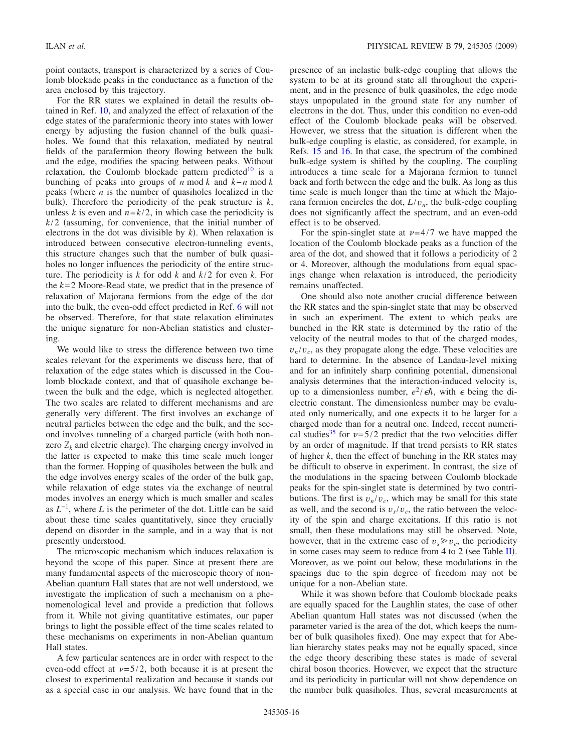point contacts, transport is characterized by a series of Coulomb blockade peaks in the conductance as a function of the area enclosed by this trajectory.

For the RR states we explained in detail the results obtained in Ref. 10, and analyzed the effect of relaxation of the edge states of the parafermionic theory into states with lower energy by adjusting the fusion channel of the bulk quasiholes. We found that this relaxation, mediated by neutral fields of the parafermion theory flowing between the bulk and the edge, modifies the spacing between peaks. Without relaxation, the Coulomb blockade pattern predicted[10] is a bunching of peaks into groups of $n \bmod k$ and $k-n \bmod k$ peaks (where $n$ is the number of quasiholes localized in the bulk). Therefore the periodicity of the peak structure is $k$, unless $k$ is even and $n=k/2$, in which case the periodicity is $k/2$ (assuming, for convenience, that the initial number of electrons in the dot was divisible by $k$). When relaxation is introduced between consecutive electron-tunneling events, this structure changes such that the number of bulk quasiholes no longer influences the periodicity of the entire structure. The periodicity is $k$ for odd $k$ and $k/2$ for even $k$. For the $k=2$ Moore-Read state, we predict that in the presence of relaxation of Majorana fermions from the edge of the dot into the bulk, the even-odd effect predicted in Ref. 6 will not be observed. Therefore, for that state relaxation eliminates the unique signature for non-Abelian statistics and clustering.

We would like to stress the difference between two time scales relevant for the experiments we discuss here, that of relaxation of the edge states which is discussed in the Coulomb blockade context, and that of quasihole exchange between the bulk and the edge, which is neglected altogether. The two scales are related to different mechanisms and are generally very different. The first involves an exchange of neutral particles between the edge and the bulk, and the second involves tunneling of a charged particle (with both nonzero $\mathbb{Z}_k$ and electric charge). The charging energy involved in the latter is expected to make this time scale much longer than the former. Hopping of quasiholes between the bulk and the edge involves energy scales of the order of the bulk gap, while relaxation of edge states via the exchange of neutral modes involves an energy which is much smaller and scales as $L^{-1}$, where $L$ is the perimeter of the dot. Little can be said about these time scales quantitatively, since they crucially depend on disorder in the sample, and in a way that is not presently understood.

The microscopic mechanism which induces relaxation is beyond the scope of this paper. Since at present there are many fundamental aspects of the microscopic theory of non-Abelian quantum Hall states that are not well understood, we investigate the implication of such a mechanism on a phenomenological level and provide a prediction that follows from it. While not giving quantitative estimates, our paper brings to light the possible effect of the time scales related to these mechanisms on experiments in non-Abelian quantum Hall states.

A few particular sentences are in order with respect to the even-odd effect at $\nu=5/2$, both because it is at present the closest to experimental realization and because it stands out as a special case in our analysis. We have found that in the presence of an inelastic bulk-edge coupling that allows the system to be at its ground state all throughout the experiment, and in the presence of bulk quasiholes, the edge mode stays unpopulated in the ground state for any number of electrons in the dot. Thus, under this condition no even-odd effect of the Coulomb blockade peaks will be observed. However, we stress that the situation is different when the bulk-edge coupling is elastic, as considered, for example, in Refs. 15 and 16. In that case, the spectrum of the combined bulk-edge system is shifted by the coupling. The coupling introduces a time scale for a Majorana fermion to tunnel back and forth between the edge and the bulk. As long as this time scale is much longer than the time at which the Majorana fermion encircles the dot, $L/v_n$, the bulk-edge coupling does not significantly affect the spectrum, and an even-odd effect is to be observed.

For the spin-singlet state at $\nu=4/7$ we have mapped the location of the Coulomb blockade peaks as a function of the area of the dot, and showed that it follows a periodicity of 2 or 4. Moreover, although the modulations from equal spacings change when relaxation is introduced, the periodicity remains unaffected.

One should also note another crucial difference between the RR states and the spin-singlet state that may be observed in such an experiment. The extent to which peaks are bunched in the RR state is determined by the ratio of the velocity of the neutral modes to that of the charged modes, $v_n/v_c$, as they propagate along the edge. These velocities are hard to determine. In the absence of Landau-level mixing and for an infinitely sharp confining potential, dimensional analysis determines that the interaction-induced velocity is, up to a dimensionless number, $e^2/\epsilon\hbar$, with $\epsilon$ being the dielectric constant. The dimensionless number may be evaluated only numerically, and one expects it to be larger for a charged mode than for a neutral one. Indeed, recent numerical studies[35] for $\nu=5/2$ predict that the two velocities differ by an order of magnitude. If that trend persists to RR states of higher $k$, then the effect of bunching in the RR states may be difficult to observe in experiment. In contrast, the size of the modulations in the spacing between Coulomb blockade peaks for the spin-singlet state is determined by two contributions. The first is $v_n/v_c$, which may be small for this state as well, and the second is $v_s/v_c$, the ratio between the velocity of the spin and charge excitations. If this ratio is not small, then these modulations may still be observed. Note, however, that in the extreme case of $v_s \gg v_c$, the periodicity in some cases may seem to reduce from 4 to 2 (see Table II). Moreover, as we point out below, these modulations in the spacings due to the spin degree of freedom may not be unique for a non-Abelian state.

While it was shown before that Coulomb blockade peaks are equally spaced for the Laughlin states, the case of other Abelian quantum Hall states was not discussed (when the parameter varied is the area of the dot, which keeps the number of bulk quasiholes fixed). One may expect that for Abelian hierarchy states peaks may not be equally spaced, since the edge theory describing these states is made of several chiral boson theories. However, we expect that the structure and its periodicity in particular will not show dependence on the number bulk quasiholes. Thus, several measurements at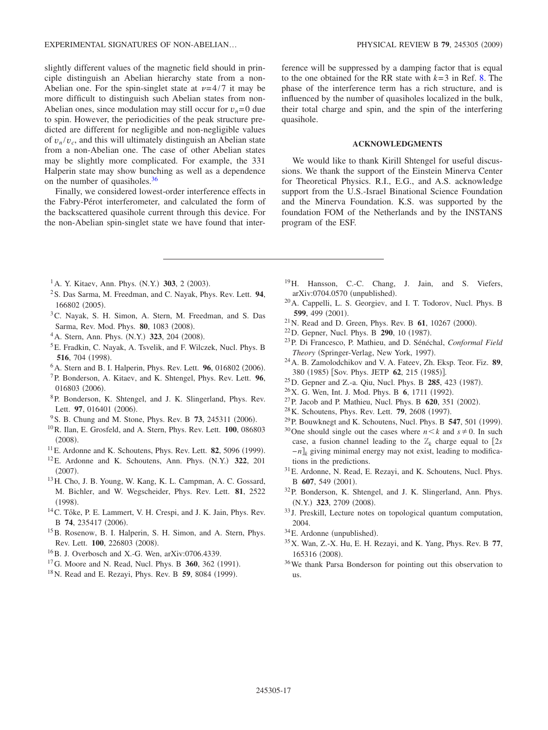slightly different values of the magnetic field should in principle distinguish an Abelian hierarchy state from a non-Abelian one. For the spin-singlet state at $\nu=4/7$ it may be more difficult to distinguish such Abelian states from non-Abelian ones, since modulation may still occur for $v_n=0$ due to spin. However, the periodicities of the peak structure predicted are different for negligible and non-negligible values of $v_n/v_c$, and this will ultimately distinguish an Abelian state from a non-Abelian one. The case of other Abelian states may be slightly more complicated. For example, the 331 Halperin state may show bunching as well as a dependence on the number of quasiholes.[36]

Finally, we considered lowest-order interference effects in the Fabry-Pérot interferometer, and calculated the form of the backscattered quasihole current through this device. For the non-Abelian spin-singlet state we have found that interference will be suppressed by a damping factor that is equal to the one obtained for the RR state with $k=3$ in Ref. 8. The phase of the interference term has a rich structure, and is influenced by the number of quasiholes localized in the bulk, their total charge and spin, and the spin of the interfering quasihole.

## ACKNOWLEDGMENTS

We would like to thank Kirill Shtengel for useful discussions. We thank the support of the Einstein Minerva Center for Theoretical Physics. R.I., E.G., and A.S. acknowledge support from the U.S.-Israel Binational Science Foundation and the Minerva Foundation. K.S. was supported by the foundation FOM of the Netherlands and by the INSTANS program of the ESF.

---

[1] A. Y. Kitaev, Ann. Phys. (N.Y.) **303**, 2 (2003).
[2] S. Das Sarma, M. Freedman, and C. Nayak, Phys. Rev. Lett. **94**, 166802 (2005).
[3] C. Nayak, S. H. Simon, A. Stern, M. Freedman, and S. Das Sarma, Rev. Mod. Phys. **80**, 1083 (2008).
[4] A. Stern, Ann. Phys. (N.Y.) **323**, 204 (2008).
[5] E. Fradkin, C. Nayak, A. Tsvelik, and F. Wilczek, Nucl. Phys. B **516**, 704 (1998).
[6] A. Stern and B. I. Halperin, Phys. Rev. Lett. **96**, 016802 (2006).
[7] P. Bonderson, A. Kitaev, and K. Shtengel, Phys. Rev. Lett. **96**, 016803 (2006).
[8] P. Bonderson, K. Shtengel, and J. K. Slingerland, Phys. Rev. Lett. **97**, 016401 (2006).
[9] S. B. Chung and M. Stone, Phys. Rev. B **73**, 245311 (2006).
[10] R. Ilan, E. Grosfeld, and A. Stern, Phys. Rev. Lett. **100**, 086803 (2008).
[11] E. Ardonne and K. Schoutens, Phys. Rev. Lett. **82**, 5096 (1999).
[12] E. Ardonne and K. Schoutens, Ann. Phys. (N.Y.) **322**, 201 (2007).
[13] H. Cho, J. B. Young, W. Kang, K. L. Campman, A. C. Gossard, M. Bichler, and W. Wegscheider, Phys. Rev. Lett. **81**, 2522 (1998).
[14] C. Tőke, P. E. Lammert, V. H. Crespi, and J. K. Jain, Phys. Rev. B **74**, 235417 (2006).
[15] B. Rosenow, B. I. Halperin, S. H. Simon, and A. Stern, Phys. Rev. Lett. **100**, 226803 (2008).
[16] B. J. Overbosch and X.-G. Wen, arXiv:0706.4339.
[17] G. Moore and N. Read, Nucl. Phys. B **360**, 362 (1991).
[18] N. Read and E. Rezayi, Phys. Rev. B **59**, 8084 (1999).
[19] H. Hansson, C.-C. Chang, J. Jain, and S. Viefers, arXiv:0704.0570 (unpublished).
[20] A. Cappelli, L. S. Georgiev, and I. T. Todorov, Nucl. Phys. B **599**, 499 (2001).
[21] N. Read and D. Green, Phys. Rev. B **61**, 10267 (2000).
[22] D. Gepner, Nucl. Phys. B **290**, 10 (1987).
[23] P. Di Francesco, P. Mathieu, and D. Sénéchal, *Conformal Field Theory* (Springer-Verlag, New York, 1997).
[24] A. B. Zamolodchikov and V. A. Fateev, Zh. Eksp. Teor. Fiz. **89**, 380 (1985) [Sov. Phys. JETP **62**, 215 (1985)].
[25] D. Gepner and Z.-a. Qiu, Nucl. Phys. B **285**, 423 (1987).
[26] X. G. Wen, Int. J. Mod. Phys. B **6**, 1711 (1992).
[27] P. Jacob and P. Mathieu, Nucl. Phys. B **620**, 351 (2002).
[28] K. Schoutens, Phys. Rev. Lett. **79**, 2608 (1997).
[29] P. Bouwknegt and K. Schoutens, Nucl. Phys. B **547**, 501 (1999).
[30] One should single out the cases where $n<k$ and $s\neq 0$. In such case, a fusion channel leading to the $\mathbb{Z}_k$ charge equal to $[2s-n]_k$ giving minimal energy may not exist, leading to modifications in the predictions.
[31] E. Ardonne, N. Read, E. Rezayi, and K. Schoutens, Nucl. Phys. B **607**, 549 (2001).
[32] P. Bonderson, K. Shtengel, and J. K. Slingerland, Ann. Phys. (N.Y.) **323**, 2709 (2008).
[33] J. Preskill, Lecture notes on topological quantum computation, 2004.
[34] E. Ardonne (unpublished).
[35] X. Wan, Z.-X. Hu, E. H. Rezayi, and K. Yang, Phys. Rev. B **77**, 165316 (2008).
[36] We thank Parsa Bonderson for pointing out this observation to us.